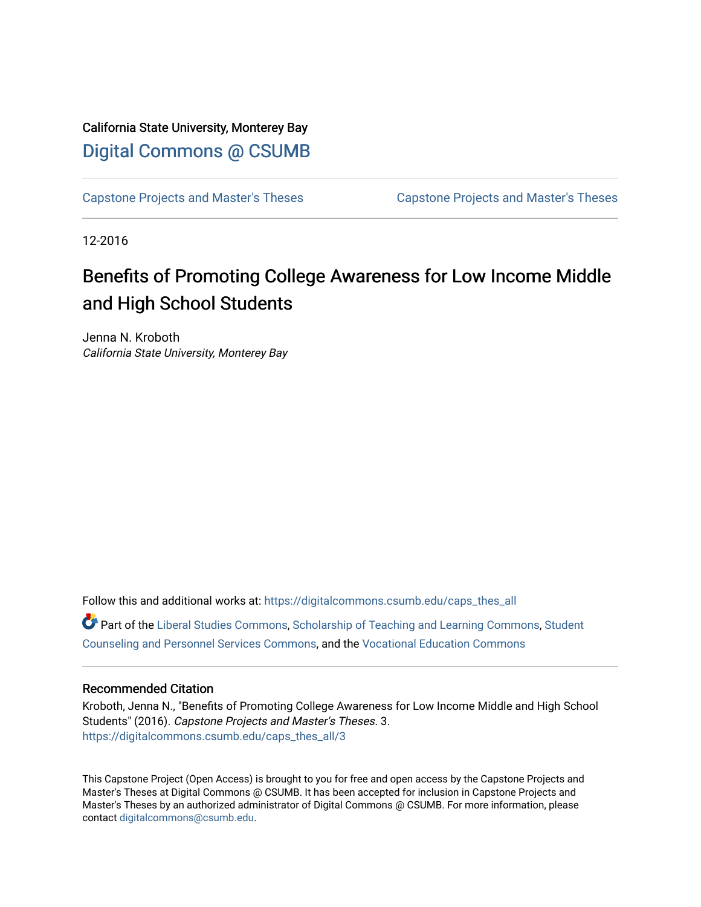California State University, Monterey Bay

Digital Commons @ CSUMB

Capstone Projects and Master's Theses

Capstone Projects and Master's Theses

12-2016

# Benefits of Promoting College Awareness for Low Income Middle and High School Students

Jenna N. Kroboth

*California State University, Monterey Bay*

Follow this and additional works at: https://digitalcommons.csumb.edu/caps_thes_all

Part of the Liberal Studies Commons, Scholarship of Teaching and Learning Commons, Student Counseling and Personnel Services Commons, and the Vocational Education Commons

### Recommended Citation

Kroboth, Jenna N., "Benefits of Promoting College Awareness for Low Income Middle and High School Students" (2016). *Capstone Projects and Master's Theses*. 3.
https://digitalcommons.csumb.edu/caps_thes_all/3

This Capstone Project (Open Access) is brought to you for free and open access by the Capstone Projects and Master's Theses at Digital Commons @ CSUMB. It has been accepted for inclusion in Capstone Projects and Master's Theses by an authorized administrator of Digital Commons @ CSUMB. For more information, please contact digitalcommons@csumb.edu.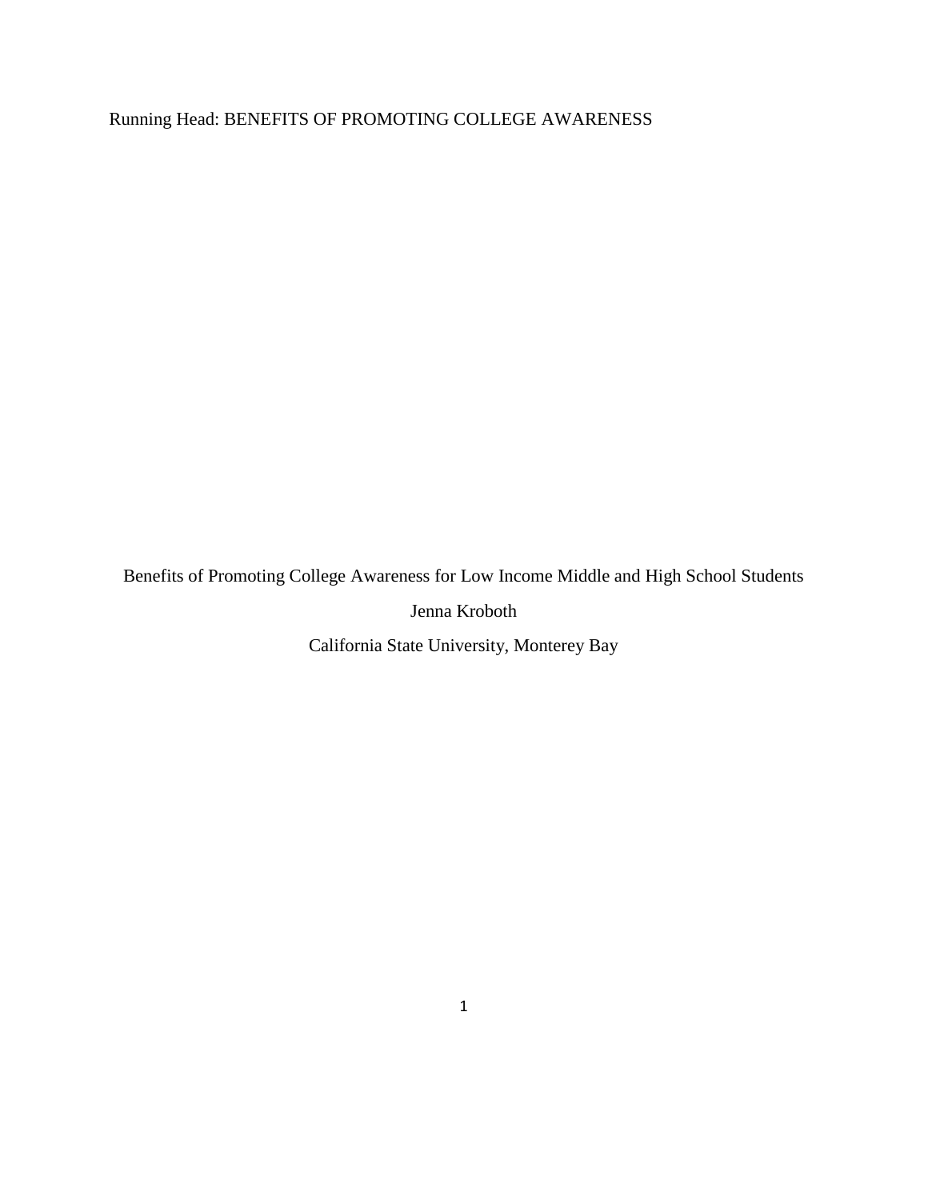Benefits of Promoting College Awareness for Low Income Middle and High School Students

Jenna Kroboth

California State University, Monterey Bay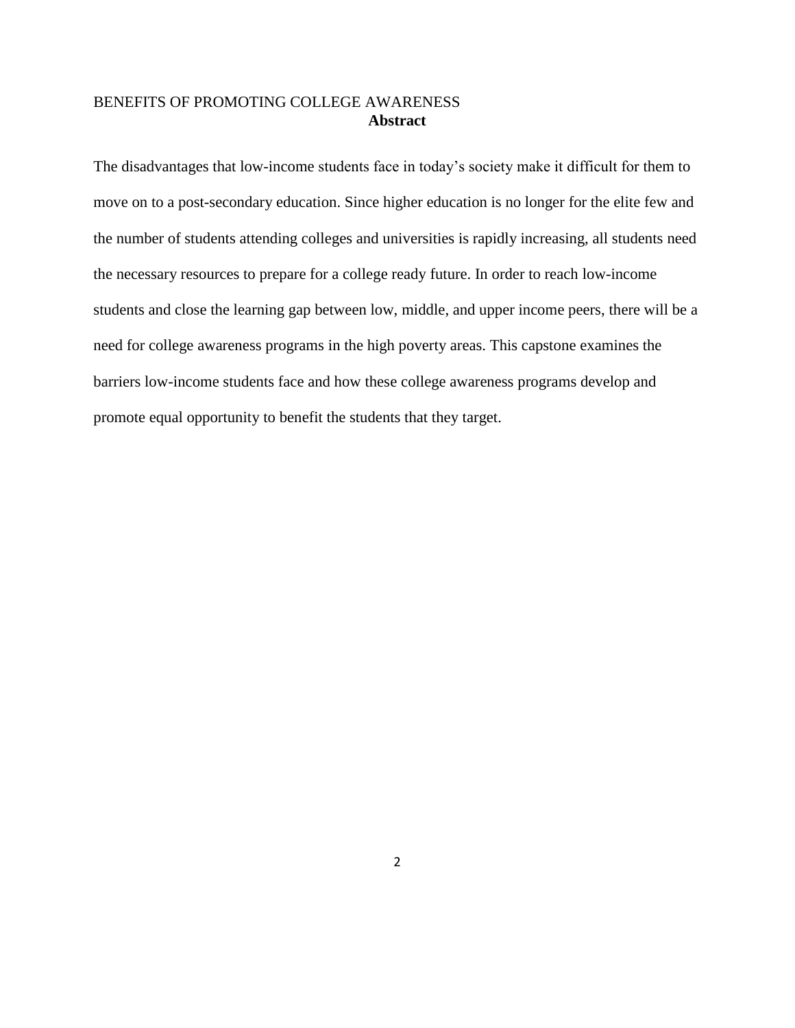## Abstract

The disadvantages that low-income students face in today's society make it difficult for them to move on to a post-secondary education. Since higher education is no longer for the elite few and the number of students attending colleges and universities is rapidly increasing, all students need the necessary resources to prepare for a college ready future. In order to reach low-income students and close the learning gap between low, middle, and upper income peers, there will be a need for college awareness programs in the high poverty areas. This capstone examines the barriers low-income students face and how these college awareness programs develop and promote equal opportunity to benefit the students that they target.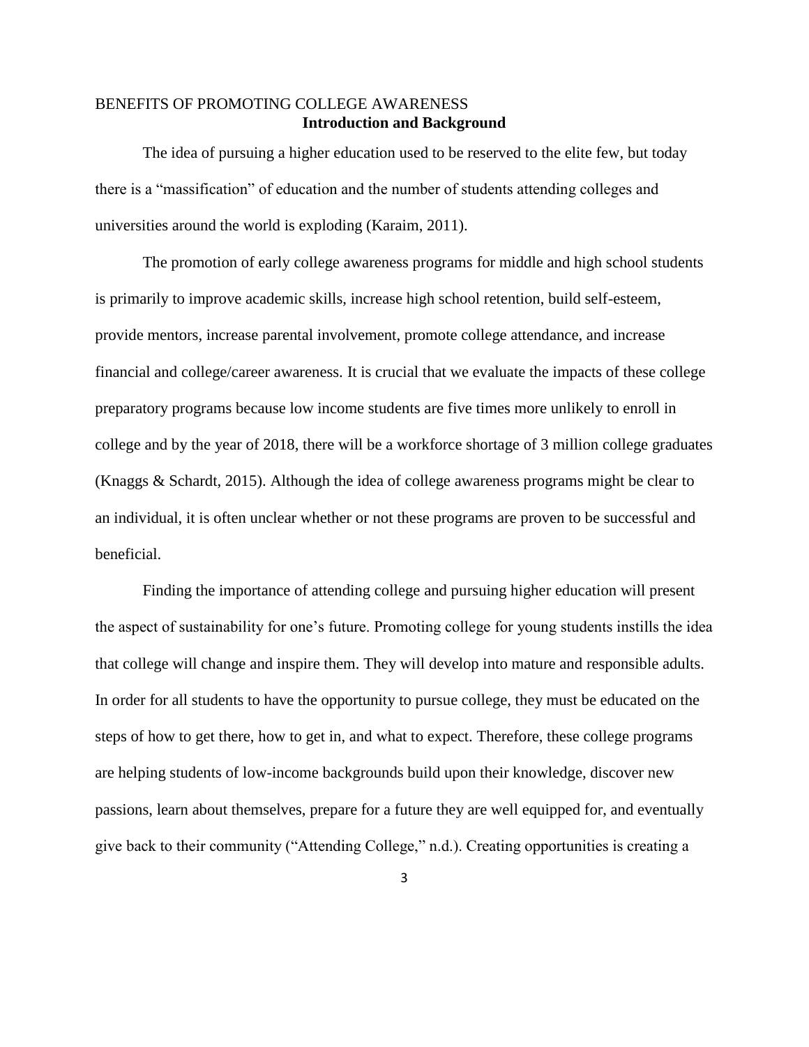## Introduction and Background

The idea of pursuing a higher education used to be reserved to the elite few, but today there is a "massification" of education and the number of students attending colleges and universities around the world is exploding (Karaim, 2011).

The promotion of early college awareness programs for middle and high school students is primarily to improve academic skills, increase high school retention, build self-esteem, provide mentors, increase parental involvement, promote college attendance, and increase financial and college/career awareness. It is crucial that we evaluate the impacts of these college preparatory programs because low income students are five times more unlikely to enroll in college and by the year of 2018, there will be a workforce shortage of 3 million college graduates (Knaggs & Schardt, 2015). Although the idea of college awareness programs might be clear to an individual, it is often unclear whether or not these programs are proven to be successful and beneficial.

Finding the importance of attending college and pursuing higher education will present the aspect of sustainability for one's future. Promoting college for young students instills the idea that college will change and inspire them. They will develop into mature and responsible adults. In order for all students to have the opportunity to pursue college, they must be educated on the steps of how to get there, how to get in, and what to expect. Therefore, these college programs are helping students of low-income backgrounds build upon their knowledge, discover new passions, learn about themselves, prepare for a future they are well equipped for, and eventually give back to their community ("Attending College," n.d.). Creating opportunities is creating a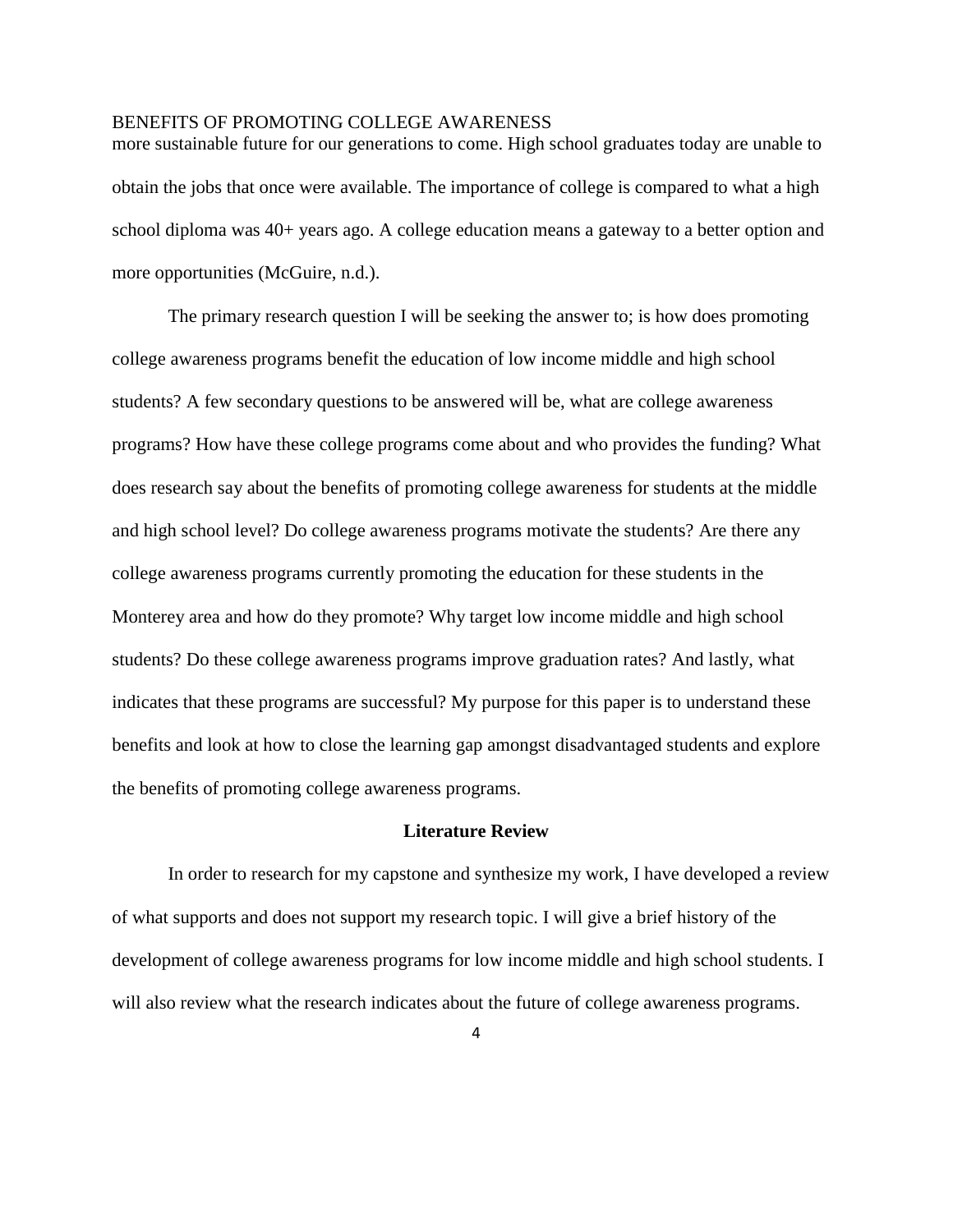more sustainable future for our generations to come. High school graduates today are unable to obtain the jobs that once were available. The importance of college is compared to what a high school diploma was 40+ years ago. A college education means a gateway to a better option and more opportunities (McGuire, n.d.).

The primary research question I will be seeking the answer to; is how does promoting college awareness programs benefit the education of low income middle and high school students? A few secondary questions to be answered will be, what are college awareness programs? How have these college programs come about and who provides the funding? What does research say about the benefits of promoting college awareness for students at the middle and high school level? Do college awareness programs motivate the students? Are there any college awareness programs currently promoting the education for these students in the Monterey area and how do they promote? Why target low income middle and high school students? Do these college awareness programs improve graduation rates? And lastly, what indicates that these programs are successful? My purpose for this paper is to understand these benefits and look at how to close the learning gap amongst disadvantaged students and explore the benefits of promoting college awareness programs.

## Literature Review

In order to research for my capstone and synthesize my work, I have developed a review of what supports and does not support my research topic. I will give a brief history of the development of college awareness programs for low income middle and high school students. I will also review what the research indicates about the future of college awareness programs.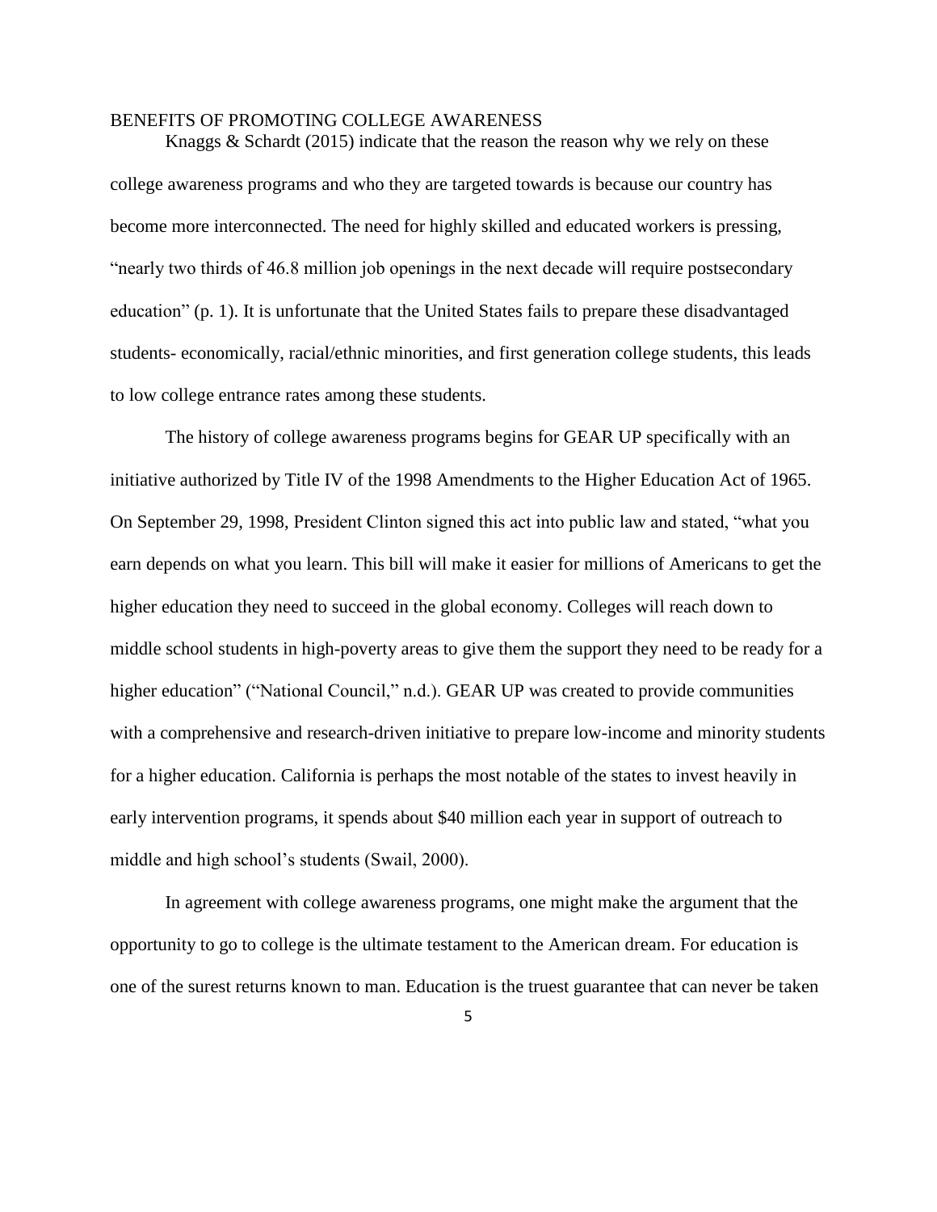Knaggs & Schardt (2015) indicate that the reason the reason why we rely on these college awareness programs and who they are targeted towards is because our country has become more interconnected. The need for highly skilled and educated workers is pressing, "nearly two thirds of 46.8 million job openings in the next decade will require postsecondary education" (p. 1). It is unfortunate that the United States fails to prepare these disadvantaged students- economically, racial/ethnic minorities, and first generation college students, this leads to low college entrance rates among these students.

The history of college awareness programs begins for GEAR UP specifically with an initiative authorized by Title IV of the 1998 Amendments to the Higher Education Act of 1965. On September 29, 1998, President Clinton signed this act into public law and stated, "what you earn depends on what you learn. This bill will make it easier for millions of Americans to get the higher education they need to succeed in the global economy. Colleges will reach down to middle school students in high-poverty areas to give them the support they need to be ready for a higher education" ("National Council," n.d.). GEAR UP was created to provide communities with a comprehensive and research-driven initiative to prepare low-income and minority students for a higher education. California is perhaps the most notable of the states to invest heavily in early intervention programs, it spends about $40 million each year in support of outreach to middle and high school's students (Swail, 2000).

In agreement with college awareness programs, one might make the argument that the opportunity to go to college is the ultimate testament to the American dream. For education is one of the surest returns known to man. Education is the truest guarantee that can never be taken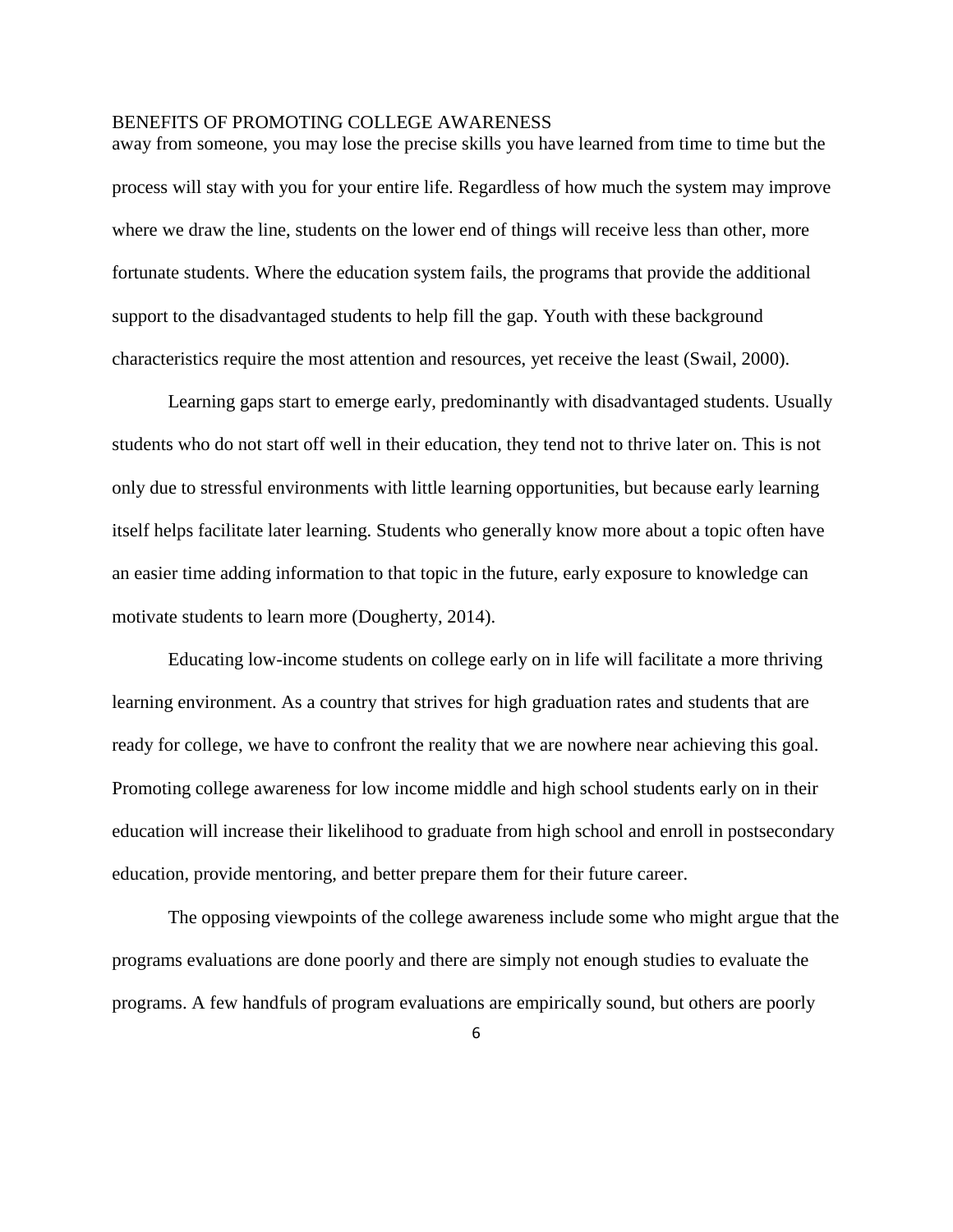away from someone, you may lose the precise skills you have learned from time to time but the process will stay with you for your entire life. Regardless of how much the system may improve where we draw the line, students on the lower end of things will receive less than other, more fortunate students. Where the education system fails, the programs that provide the additional support to the disadvantaged students to help fill the gap. Youth with these background characteristics require the most attention and resources, yet receive the least (Swail, 2000).

Learning gaps start to emerge early, predominantly with disadvantaged students. Usually students who do not start off well in their education, they tend not to thrive later on. This is not only due to stressful environments with little learning opportunities, but because early learning itself helps facilitate later learning. Students who generally know more about a topic often have an easier time adding information to that topic in the future, early exposure to knowledge can motivate students to learn more (Dougherty, 2014).

Educating low-income students on college early on in life will facilitate a more thriving learning environment. As a country that strives for high graduation rates and students that are ready for college, we have to confront the reality that we are nowhere near achieving this goal. Promoting college awareness for low income middle and high school students early on in their education will increase their likelihood to graduate from high school and enroll in postsecondary education, provide mentoring, and better prepare them for their future career.

The opposing viewpoints of the college awareness include some who might argue that the programs evaluations are done poorly and there are simply not enough studies to evaluate the programs. A few handfuls of program evaluations are empirically sound, but others are poorly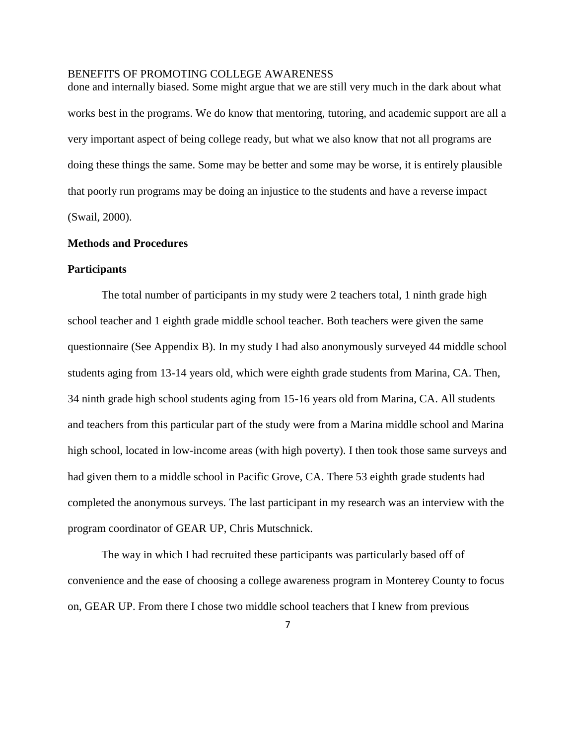done and internally biased. Some might argue that we are still very much in the dark about what works best in the programs. We do know that mentoring, tutoring, and academic support are all a very important aspect of being college ready, but what we also know that not all programs are doing these things the same. Some may be better and some may be worse, it is entirely plausible that poorly run programs may be doing an injustice to the students and have a reverse impact (Swail, 2000).

## Methods and Procedures

### Participants

The total number of participants in my study were 2 teachers total, 1 ninth grade high school teacher and 1 eighth grade middle school teacher. Both teachers were given the same questionnaire (See Appendix B). In my study I had also anonymously surveyed 44 middle school students aging from 13-14 years old, which were eighth grade students from Marina, CA. Then, 34 ninth grade high school students aging from 15-16 years old from Marina, CA. All students and teachers from this particular part of the study were from a Marina middle school and Marina high school, located in low-income areas (with high poverty). I then took those same surveys and had given them to a middle school in Pacific Grove, CA. There 53 eighth grade students had completed the anonymous surveys. The last participant in my research was an interview with the program coordinator of GEAR UP, Chris Mutschnick.

The way in which I had recruited these participants was particularly based off of convenience and the ease of choosing a college awareness program in Monterey County to focus on, GEAR UP. From there I chose two middle school teachers that I knew from previous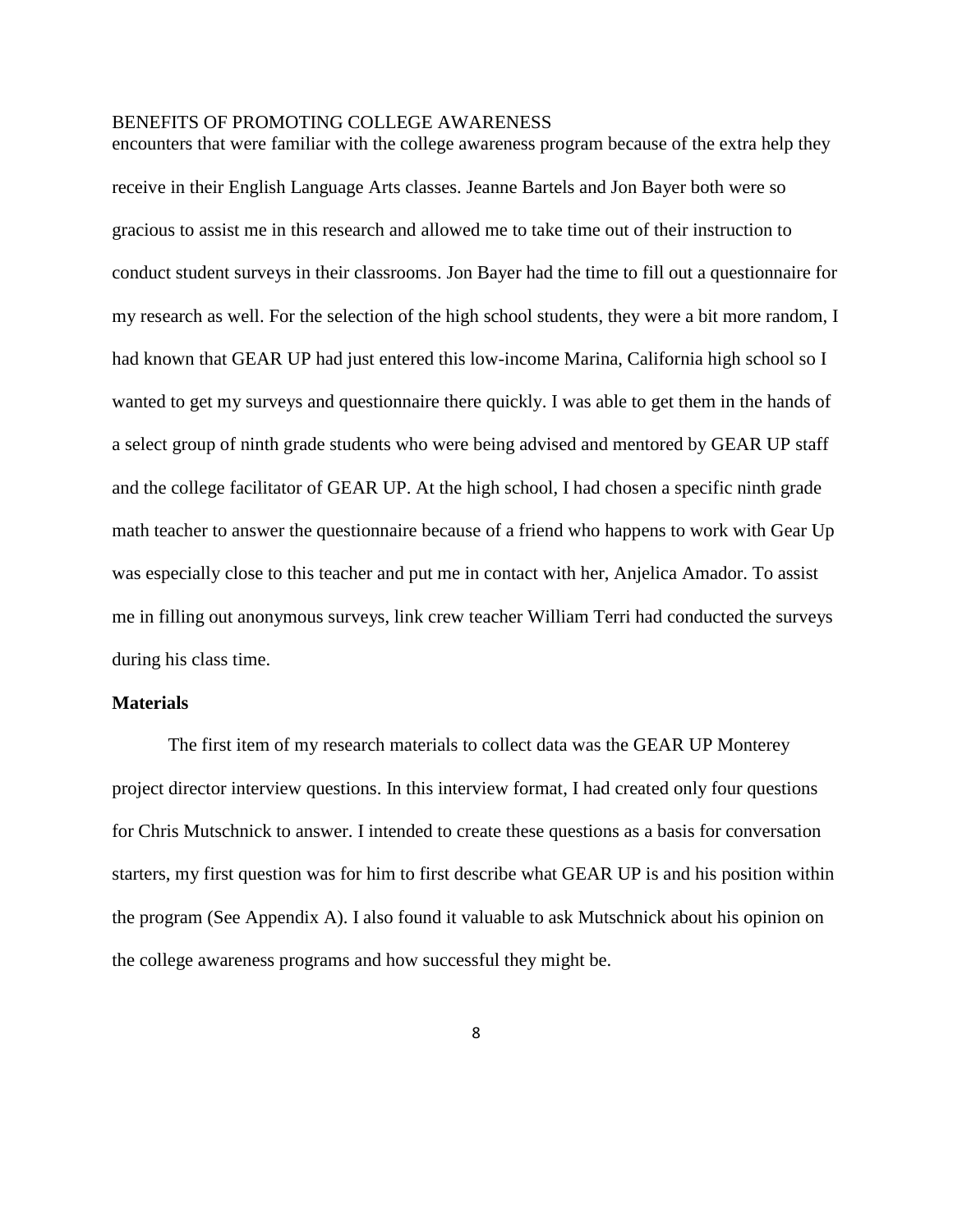encounters that were familiar with the college awareness program because of the extra help they receive in their English Language Arts classes. Jeanne Bartels and Jon Bayer both were so gracious to assist me in this research and allowed me to take time out of their instruction to conduct student surveys in their classrooms. Jon Bayer had the time to fill out a questionnaire for my research as well. For the selection of the high school students, they were a bit more random, I had known that GEAR UP had just entered this low-income Marina, California high school so I wanted to get my surveys and questionnaire there quickly. I was able to get them in the hands of a select group of ninth grade students who were being advised and mentored by GEAR UP staff and the college facilitator of GEAR UP. At the high school, I had chosen a specific ninth grade math teacher to answer the questionnaire because of a friend who happens to work with Gear Up was especially close to this teacher and put me in contact with her, Anjelica Amador. To assist me in filling out anonymous surveys, link crew teacher William Terri had conducted the surveys during his class time.

**Materials**

The first item of my research materials to collect data was the GEAR UP Monterey project director interview questions. In this interview format, I had created only four questions for Chris Mutschnick to answer. I intended to create these questions as a basis for conversation starters, my first question was for him to first describe what GEAR UP is and his position within the program (See Appendix A). I also found it valuable to ask Mutschnick about his opinion on the college awareness programs and how successful they might be.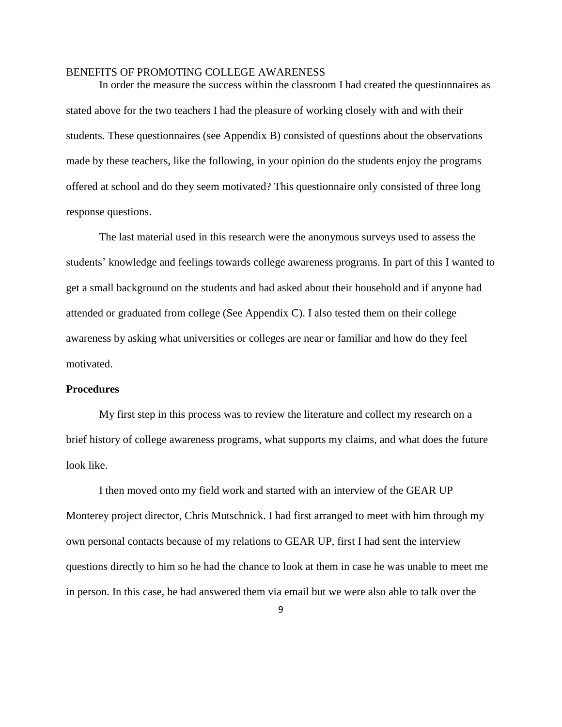In order the measure the success within the classroom I had created the questionnaires as stated above for the two teachers I had the pleasure of working closely with and with their students. These questionnaires (see Appendix B) consisted of questions about the observations made by these teachers, like the following, in your opinion do the students enjoy the programs offered at school and do they seem motivated? This questionnaire only consisted of three long response questions.

The last material used in this research were the anonymous surveys used to assess the students' knowledge and feelings towards college awareness programs. In part of this I wanted to get a small background on the students and had asked about their household and if anyone had attended or graduated from college (See Appendix C). I also tested them on their college awareness by asking what universities or colleges are near or familiar and how do they feel motivated.

**Procedures**

My first step in this process was to review the literature and collect my research on a brief history of college awareness programs, what supports my claims, and what does the future look like.

I then moved onto my field work and started with an interview of the GEAR UP Monterey project director, Chris Mutschnick. I had first arranged to meet with him through my own personal contacts because of my relations to GEAR UP, first I had sent the interview questions directly to him so he had the chance to look at them in case he was unable to meet me in person. In this case, he had answered them via email but we were also able to talk over the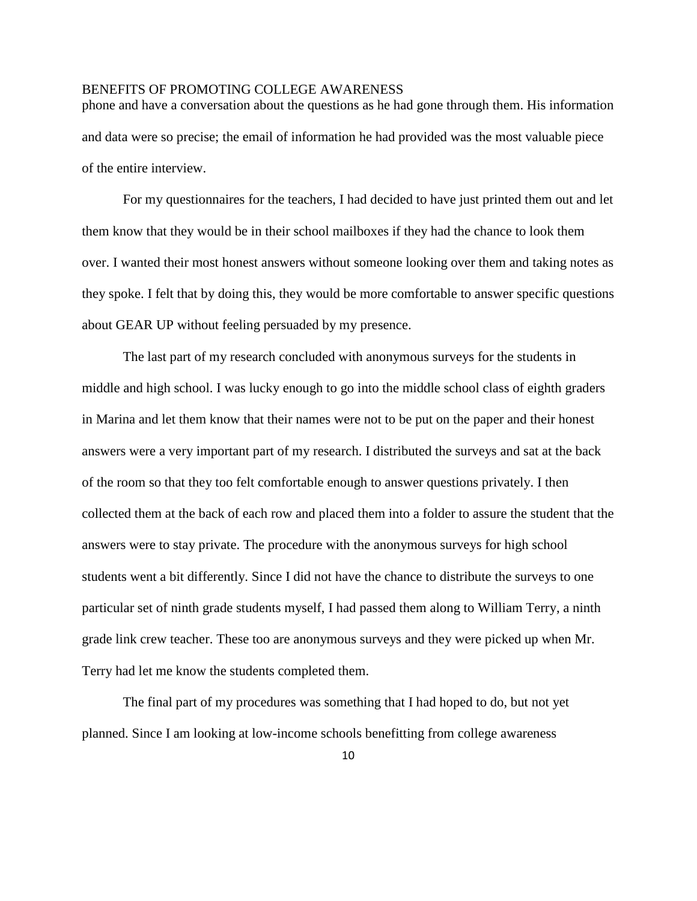phone and have a conversation about the questions as he had gone through them. His information and data were so precise; the email of information he had provided was the most valuable piece of the entire interview.

For my questionnaires for the teachers, I had decided to have just printed them out and let them know that they would be in their school mailboxes if they had the chance to look them over. I wanted their most honest answers without someone looking over them and taking notes as they spoke. I felt that by doing this, they would be more comfortable to answer specific questions about GEAR UP without feeling persuaded by my presence.

The last part of my research concluded with anonymous surveys for the students in middle and high school. I was lucky enough to go into the middle school class of eighth graders in Marina and let them know that their names were not to be put on the paper and their honest answers were a very important part of my research. I distributed the surveys and sat at the back of the room so that they too felt comfortable enough to answer questions privately. I then collected them at the back of each row and placed them into a folder to assure the student that the answers were to stay private. The procedure with the anonymous surveys for high school students went a bit differently. Since I did not have the chance to distribute the surveys to one particular set of ninth grade students myself, I had passed them along to William Terry, a ninth grade link crew teacher. These too are anonymous surveys and they were picked up when Mr. Terry had let me know the students completed them.

The final part of my procedures was something that I had hoped to do, but not yet planned. Since I am looking at low-income schools benefitting from college awareness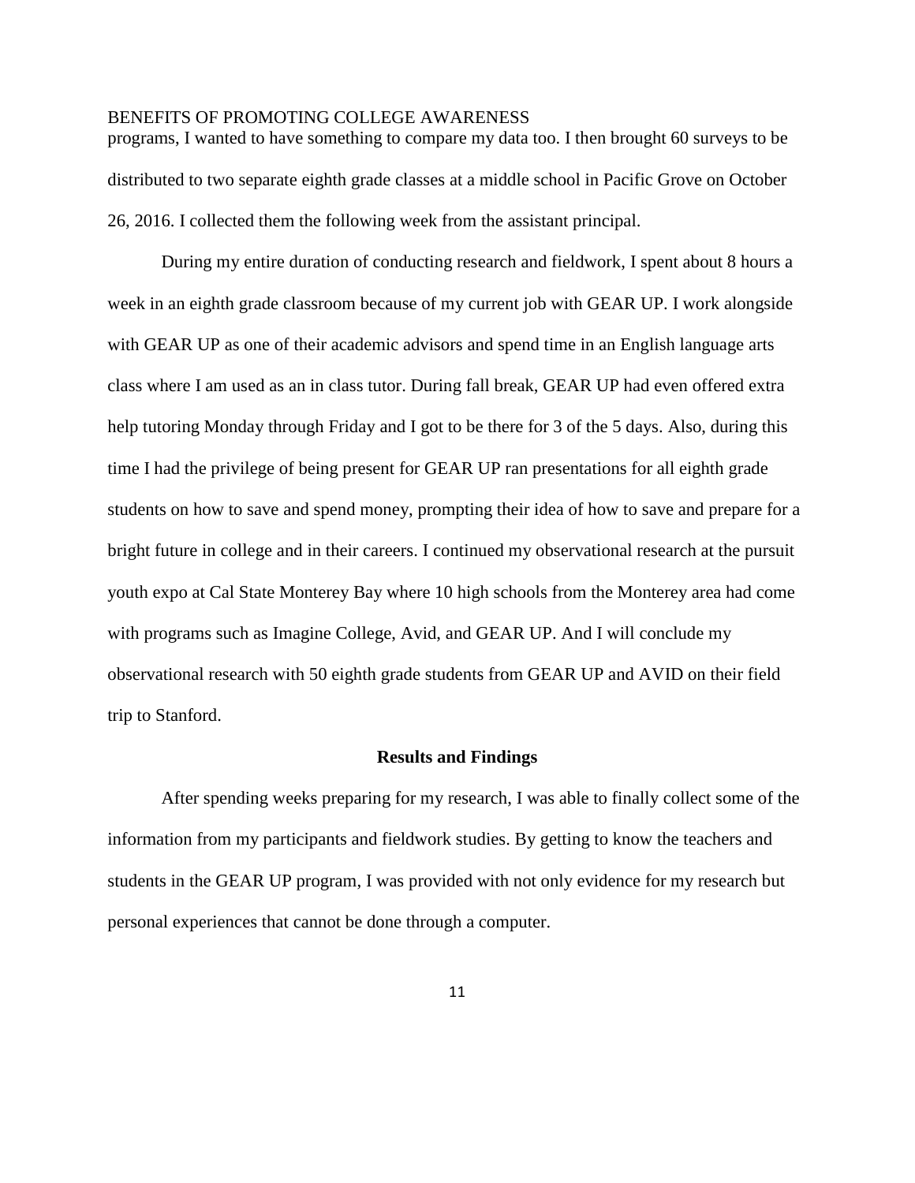programs, I wanted to have something to compare my data too. I then brought 60 surveys to be distributed to two separate eighth grade classes at a middle school in Pacific Grove on October 26, 2016. I collected them the following week from the assistant principal.

During my entire duration of conducting research and fieldwork, I spent about 8 hours a week in an eighth grade classroom because of my current job with GEAR UP. I work alongside with GEAR UP as one of their academic advisors and spend time in an English language arts class where I am used as an in class tutor. During fall break, GEAR UP had even offered extra help tutoring Monday through Friday and I got to be there for 3 of the 5 days. Also, during this time I had the privilege of being present for GEAR UP ran presentations for all eighth grade students on how to save and spend money, prompting their idea of how to save and prepare for a bright future in college and in their careers. I continued my observational research at the pursuit youth expo at Cal State Monterey Bay where 10 high schools from the Monterey area had come with programs such as Imagine College, Avid, and GEAR UP. And I will conclude my observational research with 50 eighth grade students from GEAR UP and AVID on their field trip to Stanford.

## Results and Findings

After spending weeks preparing for my research, I was able to finally collect some of the information from my participants and fieldwork studies. By getting to know the teachers and students in the GEAR UP program, I was provided with not only evidence for my research but personal experiences that cannot be done through a computer.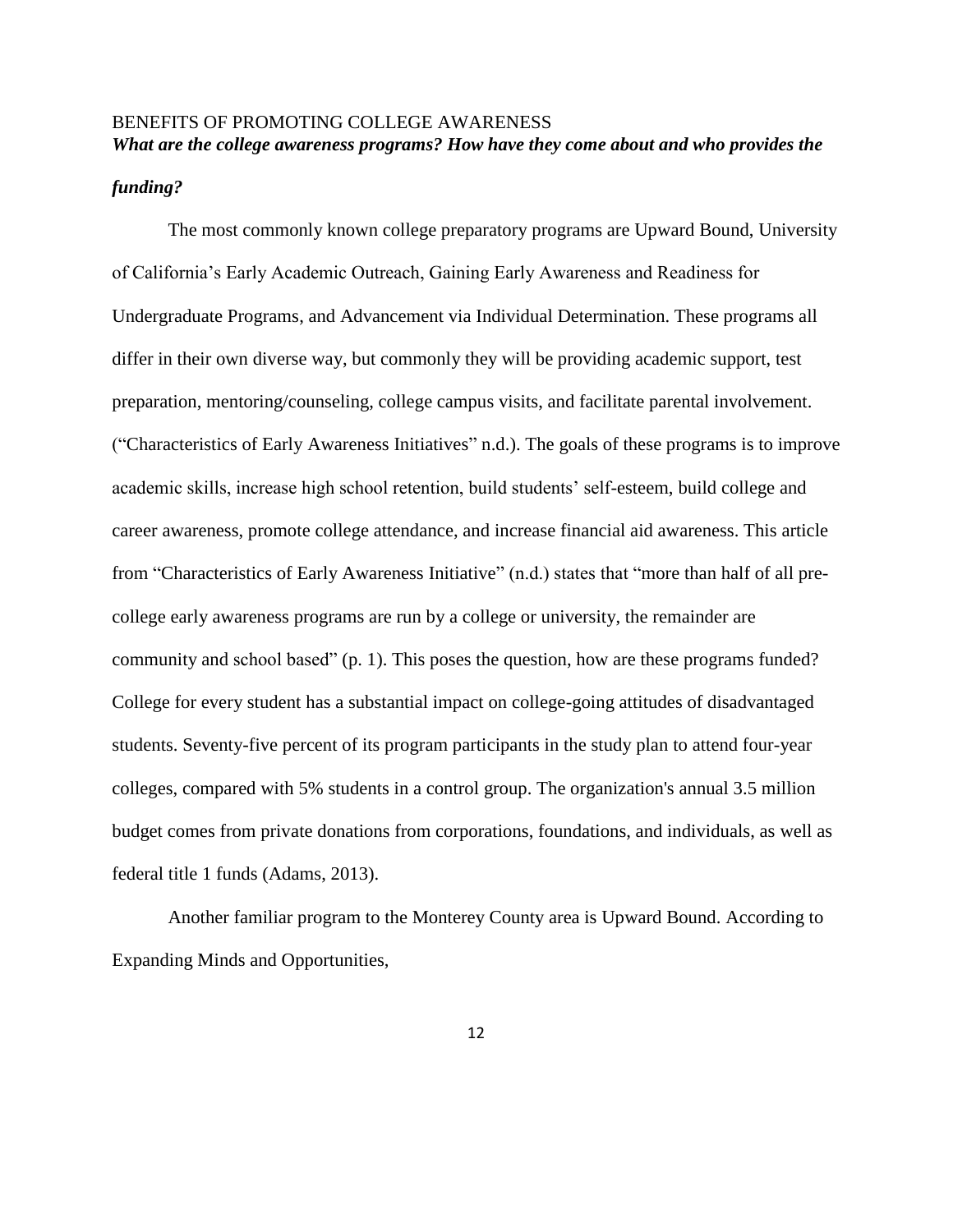***What are the college awareness programs? How have they come about and who provides the funding?***

The most commonly known college preparatory programs are Upward Bound, University of California's Early Academic Outreach, Gaining Early Awareness and Readiness for Undergraduate Programs, and Advancement via Individual Determination. These programs all differ in their own diverse way, but commonly they will be providing academic support, test preparation, mentoring/counseling, college campus visits, and facilitate parental involvement. ("Characteristics of Early Awareness Initiatives" n.d.). The goals of these programs is to improve academic skills, increase high school retention, build students' self-esteem, build college and career awareness, promote college attendance, and increase financial aid awareness. This article from "Characteristics of Early Awareness Initiative" (n.d.) states that "more than half of all pre-college early awareness programs are run by a college or university, the remainder are community and school based" (p. 1). This poses the question, how are these programs funded? College for every student has a substantial impact on college-going attitudes of disadvantaged students. Seventy-five percent of its program participants in the study plan to attend four-year colleges, compared with 5% students in a control group. The organization's annual 3.5 million budget comes from private donations from corporations, foundations, and individuals, as well as federal title 1 funds (Adams, 2013).

Another familiar program to the Monterey County area is Upward Bound. According to Expanding Minds and Opportunities,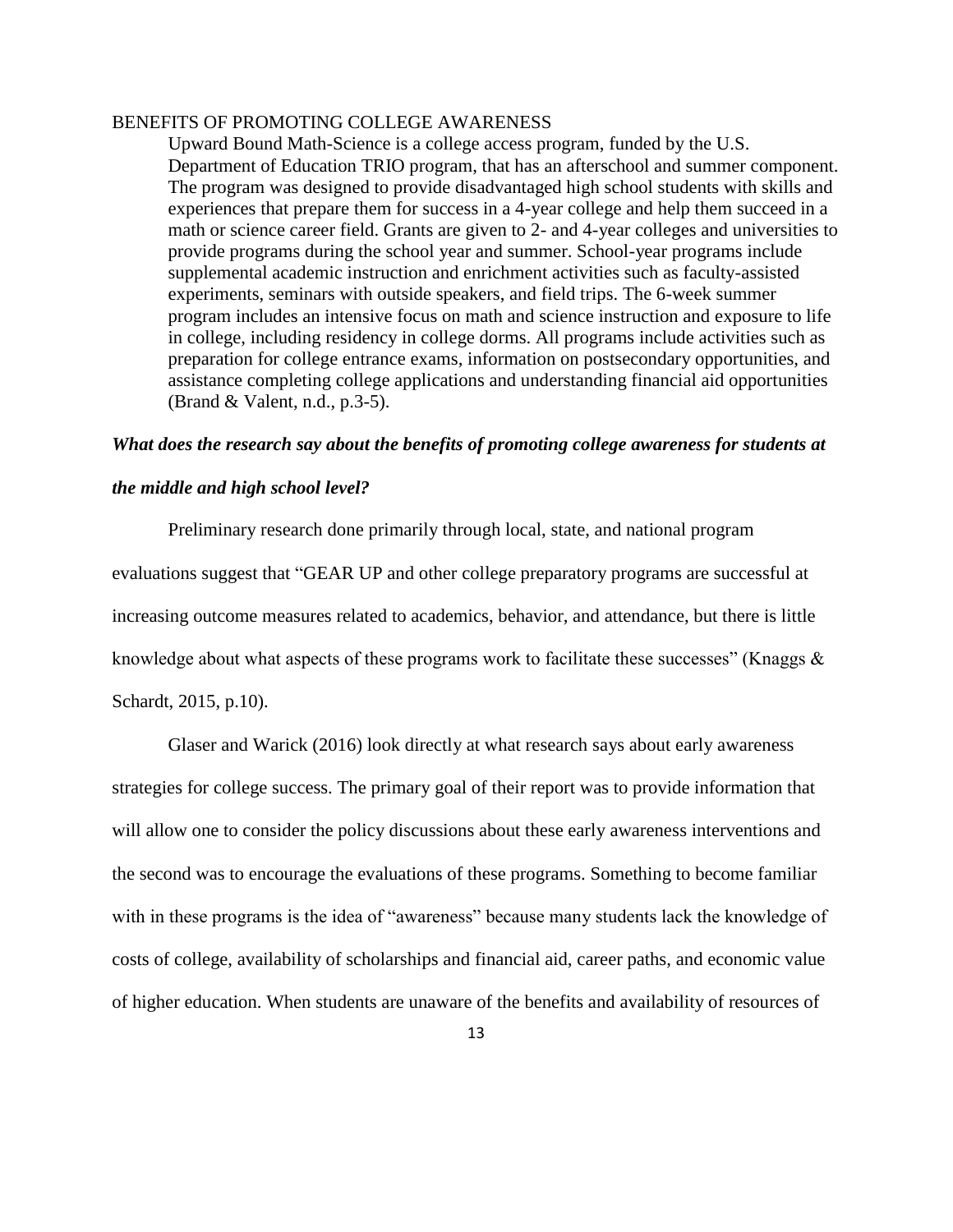Upward Bound Math-Science is a college access program, funded by the U.S. Department of Education TRIO program, that has an afterschool and summer component. The program was designed to provide disadvantaged high school students with skills and experiences that prepare them for success in a 4-year college and help them succeed in a math or science career field. Grants are given to 2- and 4-year colleges and universities to provide programs during the school year and summer. School-year programs include supplemental academic instruction and enrichment activities such as faculty-assisted experiments, seminars with outside speakers, and field trips. The 6-week summer program includes an intensive focus on math and science instruction and exposure to life in college, including residency in college dorms. All programs include activities such as preparation for college entrance exams, information on postsecondary opportunities, and assistance completing college applications and understanding financial aid opportunities (Brand & Valent, n.d., p.3-5).

***What does the research say about the benefits of promoting college awareness for students at the middle and high school level?***

Preliminary research done primarily through local, state, and national program evaluations suggest that "GEAR UP and other college preparatory programs are successful at increasing outcome measures related to academics, behavior, and attendance, but there is little knowledge about what aspects of these programs work to facilitate these successes" (Knaggs & Schardt, 2015, p.10).

Glaser and Warick (2016) look directly at what research says about early awareness strategies for college success. The primary goal of their report was to provide information that will allow one to consider the policy discussions about these early awareness interventions and the second was to encourage the evaluations of these programs. Something to become familiar with in these programs is the idea of "awareness" because many students lack the knowledge of costs of college, availability of scholarships and financial aid, career paths, and economic value of higher education. When students are unaware of the benefits and availability of resources of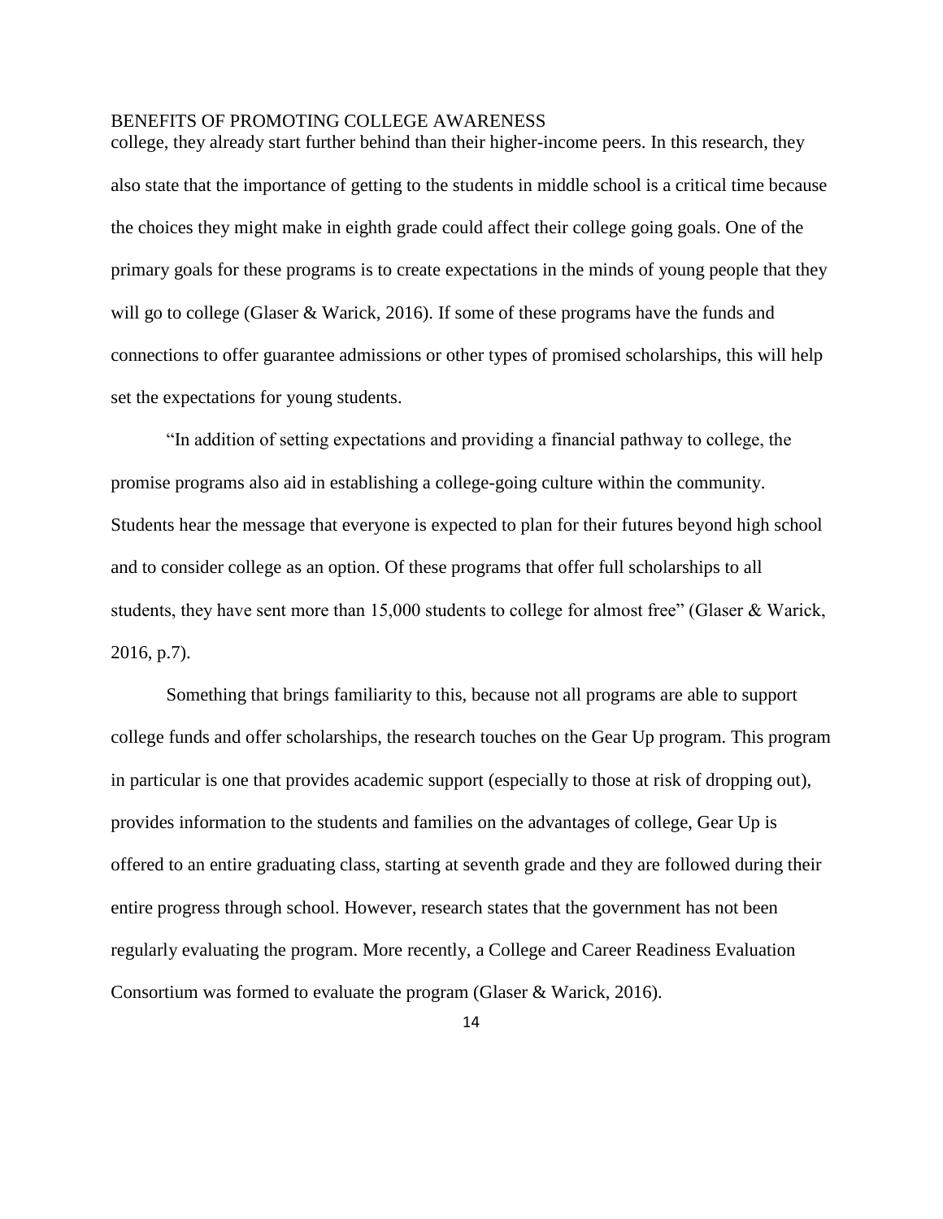college, they already start further behind than their higher-income peers. In this research, they also state that the importance of getting to the students in middle school is a critical time because the choices they might make in eighth grade could affect their college going goals. One of the primary goals for these programs is to create expectations in the minds of young people that they will go to college (Glaser & Warick, 2016). If some of these programs have the funds and connections to offer guarantee admissions or other types of promised scholarships, this will help set the expectations for young students.

"In addition of setting expectations and providing a financial pathway to college, the promise programs also aid in establishing a college-going culture within the community. Students hear the message that everyone is expected to plan for their futures beyond high school and to consider college as an option. Of these programs that offer full scholarships to all students, they have sent more than 15,000 students to college for almost free" (Glaser & Warick, 2016, p.7).

Something that brings familiarity to this, because not all programs are able to support college funds and offer scholarships, the research touches on the Gear Up program. This program in particular is one that provides academic support (especially to those at risk of dropping out), provides information to the students and families on the advantages of college, Gear Up is offered to an entire graduating class, starting at seventh grade and they are followed during their entire progress through school. However, research states that the government has not been regularly evaluating the program. More recently, a College and Career Readiness Evaluation Consortium was formed to evaluate the program (Glaser & Warick, 2016).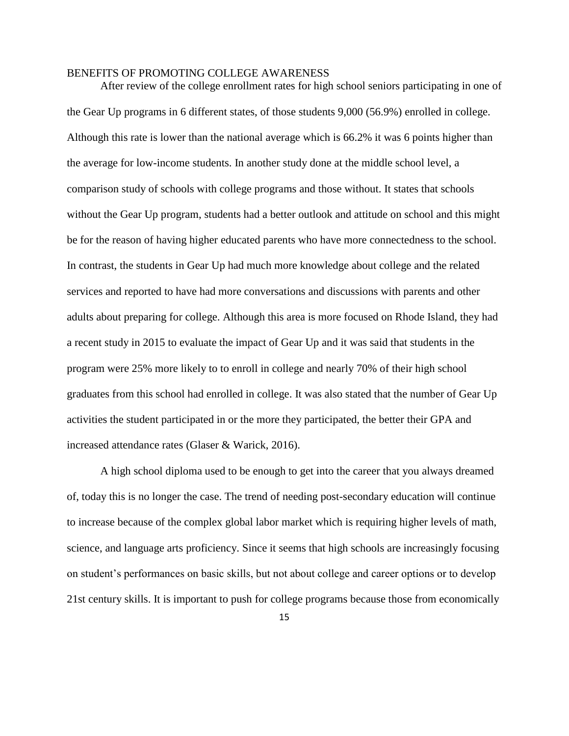BENEFITS OF PROMOTING COLLEGE AWARENESS

After review of the college enrollment rates for high school seniors participating in one of the Gear Up programs in 6 different states, of those students 9,000 (56.9%) enrolled in college. Although this rate is lower than the national average which is 66.2% it was 6 points higher than the average for low-income students. In another study done at the middle school level, a comparison study of schools with college programs and those without. It states that schools without the Gear Up program, students had a better outlook and attitude on school and this might be for the reason of having higher educated parents who have more connectedness to the school. In contrast, the students in Gear Up had much more knowledge about college and the related services and reported to have had more conversations and discussions with parents and other adults about preparing for college. Although this area is more focused on Rhode Island, they had a recent study in 2015 to evaluate the impact of Gear Up and it was said that students in the program were 25% more likely to to enroll in college and nearly 70% of their high school graduates from this school had enrolled in college. It was also stated that the number of Gear Up activities the student participated in or the more they participated, the better their GPA and increased attendance rates (Glaser & Warick, 2016).

A high school diploma used to be enough to get into the career that you always dreamed of, today this is no longer the case. The trend of needing post-secondary education will continue to increase because of the complex global labor market which is requiring higher levels of math, science, and language arts proficiency. Since it seems that high schools are increasingly focusing on student's performances on basic skills, but not about college and career options or to develop 21st century skills. It is important to push for college programs because those from economically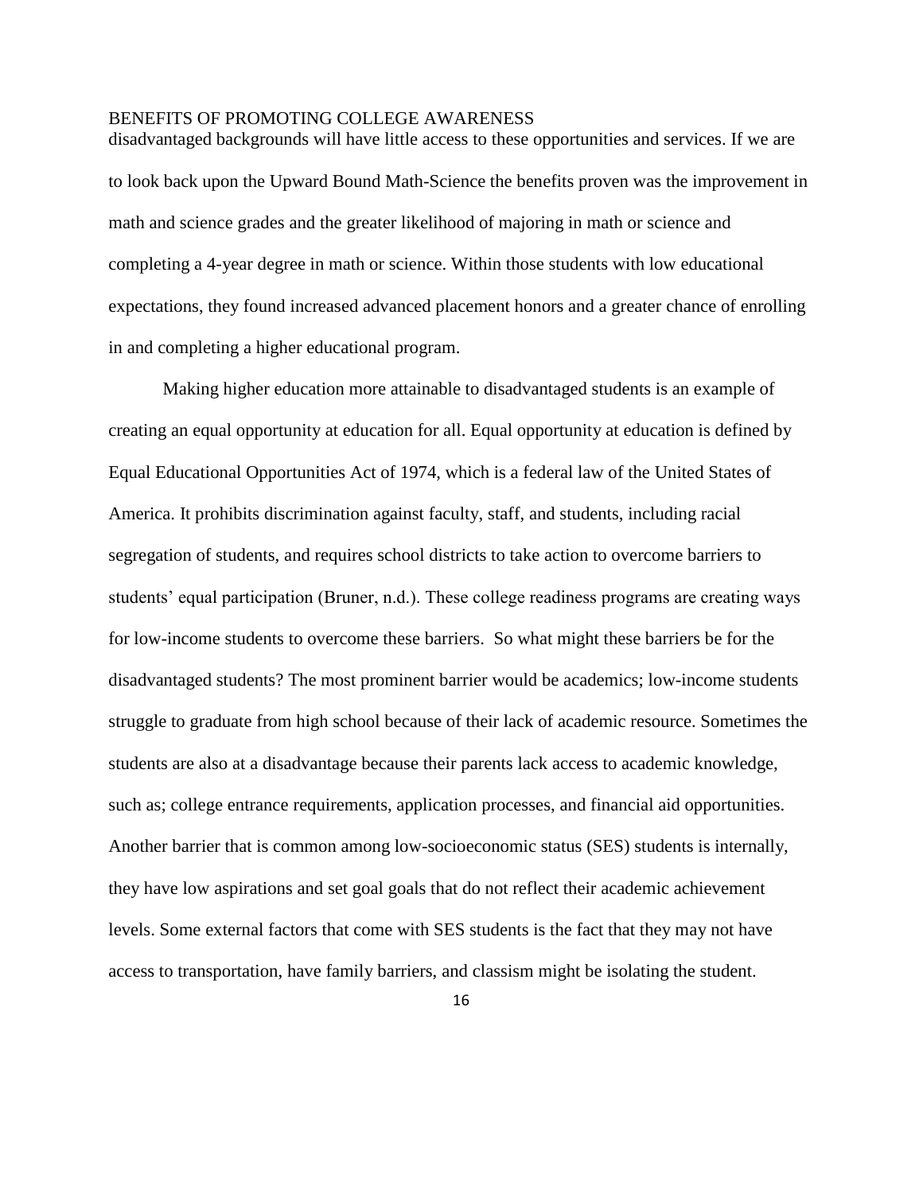disadvantaged backgrounds will have little access to these opportunities and services. If we are to look back upon the Upward Bound Math-Science the benefits proven was the improvement in math and science grades and the greater likelihood of majoring in math or science and completing a 4-year degree in math or science. Within those students with low educational expectations, they found increased advanced placement honors and a greater chance of enrolling in and completing a higher educational program.

Making higher education more attainable to disadvantaged students is an example of creating an equal opportunity at education for all. Equal opportunity at education is defined by Equal Educational Opportunities Act of 1974, which is a federal law of the United States of America. It prohibits discrimination against faculty, staff, and students, including racial segregation of students, and requires school districts to take action to overcome barriers to students' equal participation (Bruner, n.d.). These college readiness programs are creating ways for low-income students to overcome these barriers. So what might these barriers be for the disadvantaged students? The most prominent barrier would be academics; low-income students struggle to graduate from high school because of their lack of academic resource. Sometimes the students are also at a disadvantage because their parents lack access to academic knowledge, such as; college entrance requirements, application processes, and financial aid opportunities. Another barrier that is common among low-socioeconomic status (SES) students is internally, they have low aspirations and set goal goals that do not reflect their academic achievement levels. Some external factors that come with SES students is the fact that they may not have access to transportation, have family barriers, and classism might be isolating the student.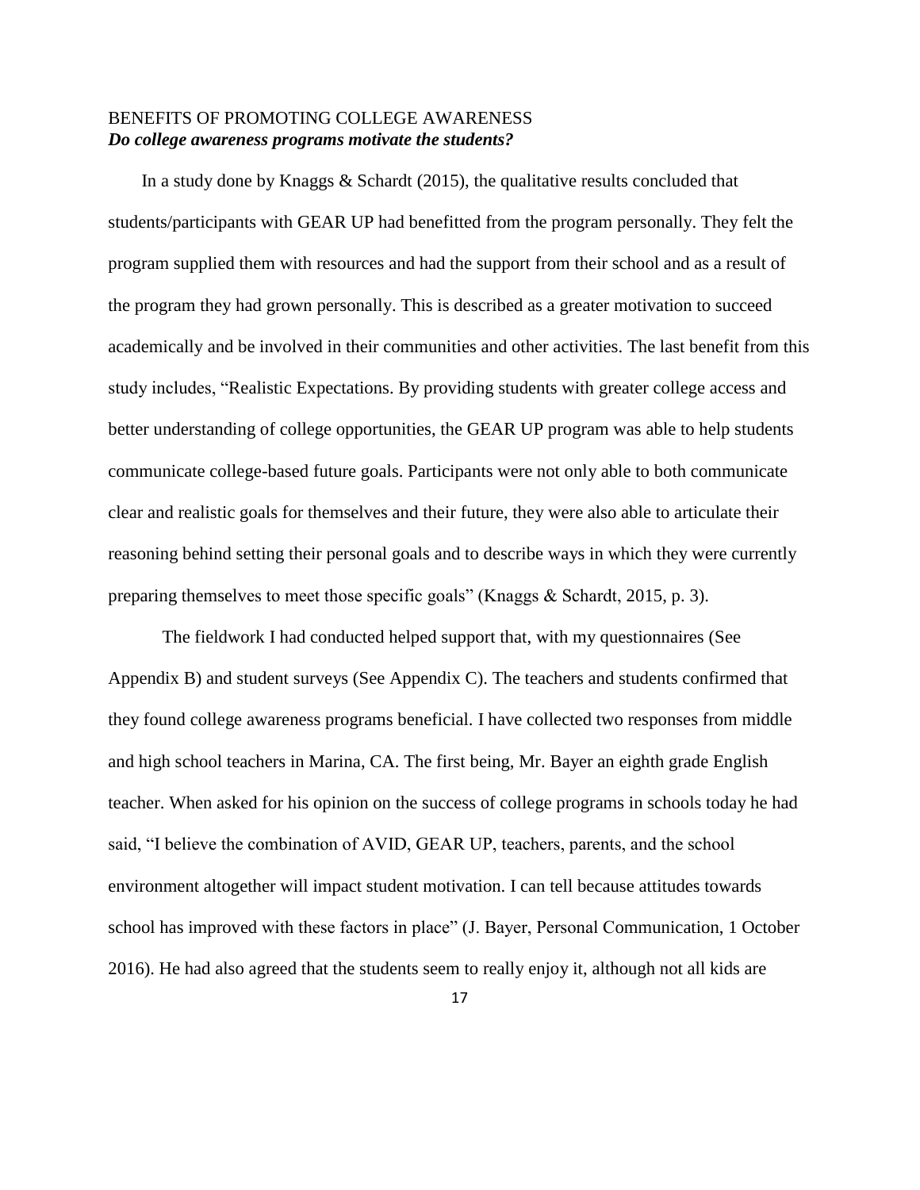## BENEFITS OF PROMOTING COLLEGE AWARENESS

***Do college awareness programs motivate the students?***

In a study done by Knaggs & Schardt (2015), the qualitative results concluded that students/participants with GEAR UP had benefitted from the program personally. They felt the program supplied them with resources and had the support from their school and as a result of the program they had grown personally. This is described as a greater motivation to succeed academically and be involved in their communities and other activities. The last benefit from this study includes, "Realistic Expectations. By providing students with greater college access and better understanding of college opportunities, the GEAR UP program was able to help students communicate college-based future goals. Participants were not only able to both communicate clear and realistic goals for themselves and their future, they were also able to articulate their reasoning behind setting their personal goals and to describe ways in which they were currently preparing themselves to meet those specific goals" (Knaggs & Schardt, 2015, p. 3).

The fieldwork I had conducted helped support that, with my questionnaires (See Appendix B) and student surveys (See Appendix C). The teachers and students confirmed that they found college awareness programs beneficial. I have collected two responses from middle and high school teachers in Marina, CA. The first being, Mr. Bayer an eighth grade English teacher. When asked for his opinion on the success of college programs in schools today he had said, "I believe the combination of AVID, GEAR UP, teachers, parents, and the school environment altogether will impact student motivation. I can tell because attitudes towards school has improved with these factors in place" (J. Bayer, Personal Communication, 1 October 2016). He had also agreed that the students seem to really enjoy it, although not all kids are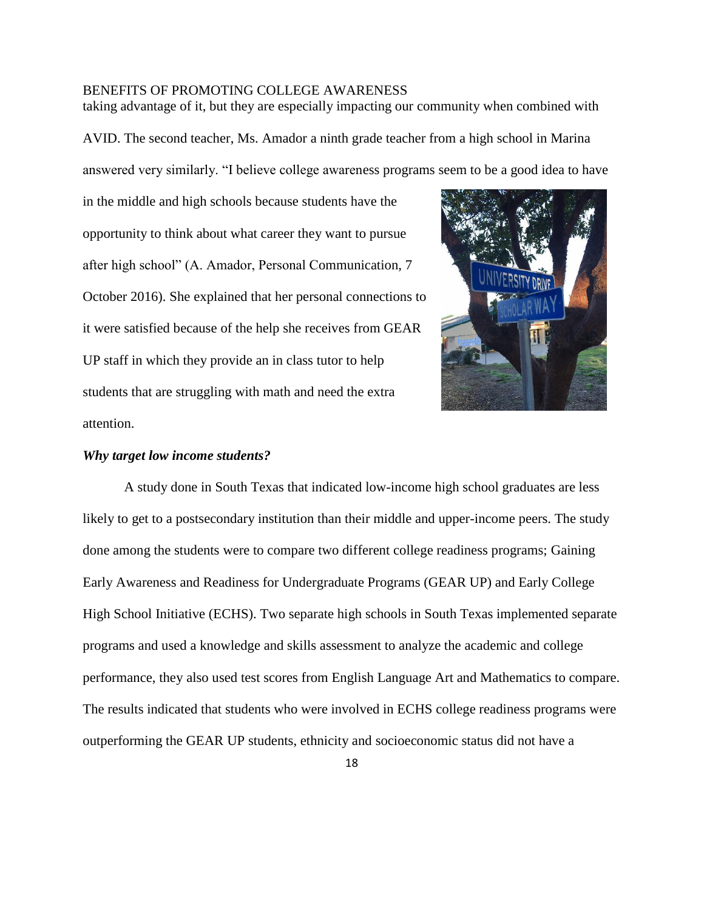taking advantage of it, but they are especially impacting our community when combined with AVID. The second teacher, Ms. Amador a ninth grade teacher from a high school in Marina answered very similarly. "I believe college awareness programs seem to be a good idea to have in the middle and high schools because students have the opportunity to think about what career they want to pursue after high school" (A. Amador, Personal Communication, 7 October 2016). She explained that her personal connections to it were satisfied because of the help she receives from GEAR UP staff in which they provide an in class tutor to help students that are struggling with math and need the extra attention.

***Why target low income students?***

A study done in South Texas that indicated low-income high school graduates are less likely to get to a postsecondary institution than their middle and upper-income peers. The study done among the students were to compare two different college readiness programs; Gaining Early Awareness and Readiness for Undergraduate Programs (GEAR UP) and Early College High School Initiative (ECHS). Two separate high schools in South Texas implemented separate programs and used a knowledge and skills assessment to analyze the academic and college performance, they also used test scores from English Language Art and Mathematics to compare. The results indicated that students who were involved in ECHS college readiness programs were outperforming the GEAR UP students, ethnicity and socioeconomic status did not have a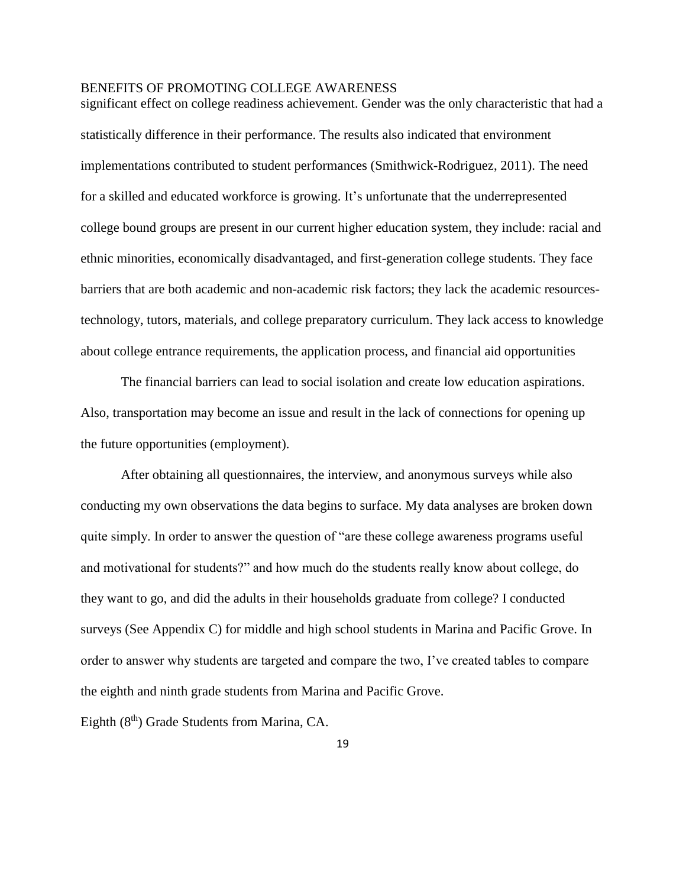significant effect on college readiness achievement. Gender was the only characteristic that had a statistically difference in their performance. The results also indicated that environment implementations contributed to student performances (Smithwick-Rodriguez, 2011). The need for a skilled and educated workforce is growing. It's unfortunate that the underrepresented college bound groups are present in our current higher education system, they include: racial and ethnic minorities, economically disadvantaged, and first-generation college students. They face barriers that are both academic and non-academic risk factors; they lack the academic resources- technology, tutors, materials, and college preparatory curriculum. They lack access to knowledge about college entrance requirements, the application process, and financial aid opportunities

The financial barriers can lead to social isolation and create low education aspirations. Also, transportation may become an issue and result in the lack of connections for opening up the future opportunities (employment).

After obtaining all questionnaires, the interview, and anonymous surveys while also conducting my own observations the data begins to surface. My data analyses are broken down quite simply. In order to answer the question of "are these college awareness programs useful and motivational for students?" and how much do the students really know about college, do they want to go, and did the adults in their households graduate from college? I conducted surveys (See Appendix C) for middle and high school students in Marina and Pacific Grove. In order to answer why students are targeted and compare the two, I've created tables to compare the eighth and ninth grade students from Marina and Pacific Grove.

Eighth (8th) Grade Students from Marina, CA.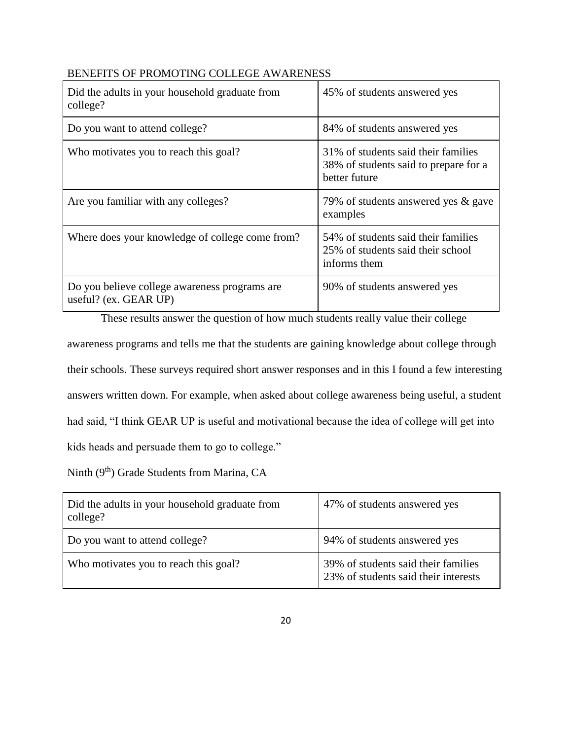BENEFITS OF PROMOTING COLLEGE AWARENESS

| Did the adults in your household graduate from college? | 45% of students answered yes |
| --- | --- |
| Do you want to attend college? | 84% of students answered yes |
| Who motivates you to reach this goal? | 31% of students said their families<br>38% of students said to prepare for a better future |
| Are you familiar with any colleges? | 79% of students answered yes & gave examples |
| Where does your knowledge of college come from? | 54% of students said their families<br>25% of students said their school informs them |
| Do you believe college awareness programs are useful? (ex. GEAR UP) | 90% of students answered yes |

These results answer the question of how much students really value their college awareness programs and tells me that the students are gaining knowledge about college through their schools. These surveys required short answer responses and in this I found a few interesting answers written down. For example, when asked about college awareness being useful, a student had said, "I think GEAR UP is useful and motivational because the idea of college will get into kids heads and persuade them to go to college."

Ninth (9th) Grade Students from Marina, CA

| Did the adults in your household graduate from college? | 47% of students answered yes |
| --- | --- |
| Do you want to attend college? | 94% of students answered yes |
| Who motivates you to reach this goal? | 39% of students said their families<br>23% of students said their interests |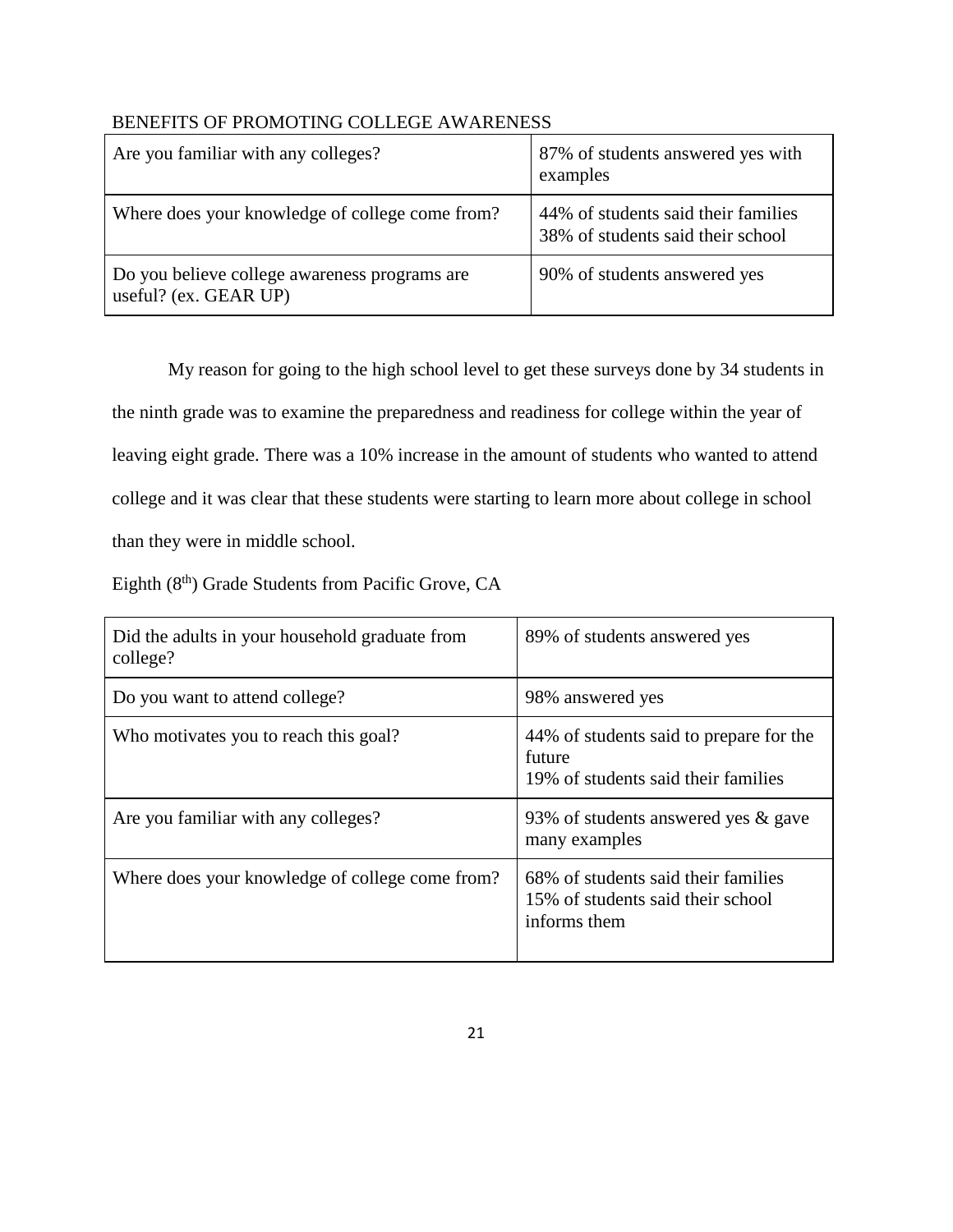BENEFITS OF PROMOTING COLLEGE AWARENESS

| Are you familiar with any colleges? | 87% of students answered yes with examples |
|---|---|
| Where does your knowledge of college come from? | 44% of students said their families<br>38% of students said their school |
| Do you believe college awareness programs are useful? (ex. GEAR UP) | 90% of students answered yes |

My reason for going to the high school level to get these surveys done by 34 students in the ninth grade was to examine the preparedness and readiness for college within the year of leaving eight grade. There was a 10% increase in the amount of students who wanted to attend college and it was clear that these students were starting to learn more about college in school than they were in middle school.

Eighth (8th) Grade Students from Pacific Grove, CA

| Did the adults in your household graduate from college? | 89% of students answered yes |
|---|---|
| Do you want to attend college? | 98% answered yes |
| Who motivates you to reach this goal? | 44% of students said to prepare for the future<br>19% of students said their families |
| Are you familiar with any colleges? | 93% of students answered yes & gave many examples |
| Where does your knowledge of college come from? | 68% of students said their families<br>15% of students said their school informs them |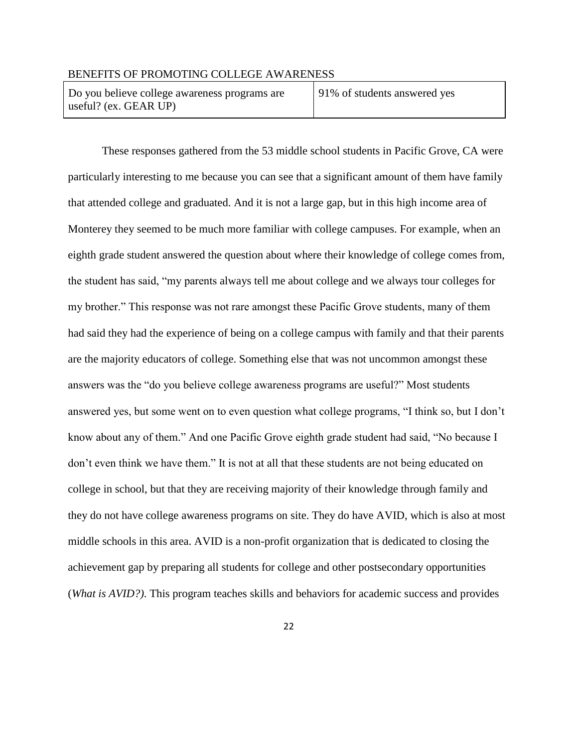| Do you believe college awareness programs are useful? (ex. GEAR UP) | 91% of students answered yes |
| --- | --- |

These responses gathered from the 53 middle school students in Pacific Grove, CA were particularly interesting to me because you can see that a significant amount of them have family that attended college and graduated. And it is not a large gap, but in this high income area of Monterey they seemed to be much more familiar with college campuses. For example, when an eighth grade student answered the question about where their knowledge of college comes from, the student has said, "my parents always tell me about college and we always tour colleges for my brother." This response was not rare amongst these Pacific Grove students, many of them had said they had the experience of being on a college campus with family and that their parents are the majority educators of college. Something else that was not uncommon amongst these answers was the "do you believe college awareness programs are useful?" Most students answered yes, but some went on to even question what college programs, "I think so, but I don't know about any of them." And one Pacific Grove eighth grade student had said, "No because I don't even think we have them." It is not at all that these students are not being educated on college in school, but that they are receiving majority of their knowledge through family and they do not have college awareness programs on site. They do have AVID, which is also at most middle schools in this area. AVID is a non-profit organization that is dedicated to closing the achievement gap by preparing all students for college and other postsecondary opportunities (*What is AVID?)*. This program teaches skills and behaviors for academic success and provides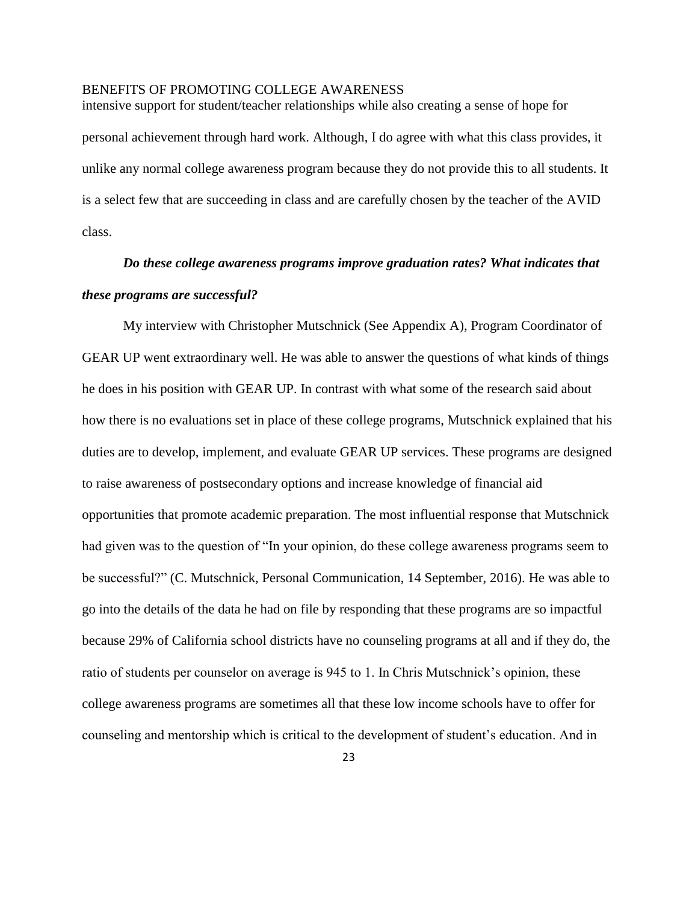intensive support for student/teacher relationships while also creating a sense of hope for personal achievement through hard work. Although, I do agree with what this class provides, it unlike any normal college awareness program because they do not provide this to all students. It is a select few that are succeeding in class and are carefully chosen by the teacher of the AVID class.

***Do these college awareness programs improve graduation rates? What indicates that these programs are successful?***

My interview with Christopher Mutschnick (See Appendix A), Program Coordinator of GEAR UP went extraordinary well. He was able to answer the questions of what kinds of things he does in his position with GEAR UP. In contrast with what some of the research said about how there is no evaluations set in place of these college programs, Mutschnick explained that his duties are to develop, implement, and evaluate GEAR UP services. These programs are designed to raise awareness of postsecondary options and increase knowledge of financial aid opportunities that promote academic preparation. The most influential response that Mutschnick had given was to the question of "In your opinion, do these college awareness programs seem to be successful?" (C. Mutschnick, Personal Communication, 14 September, 2016). He was able to go into the details of the data he had on file by responding that these programs are so impactful because 29% of California school districts have no counseling programs at all and if they do, the ratio of students per counselor on average is 945 to 1. In Chris Mutschnick's opinion, these college awareness programs are sometimes all that these low income schools have to offer for counseling and mentorship which is critical to the development of student's education. And in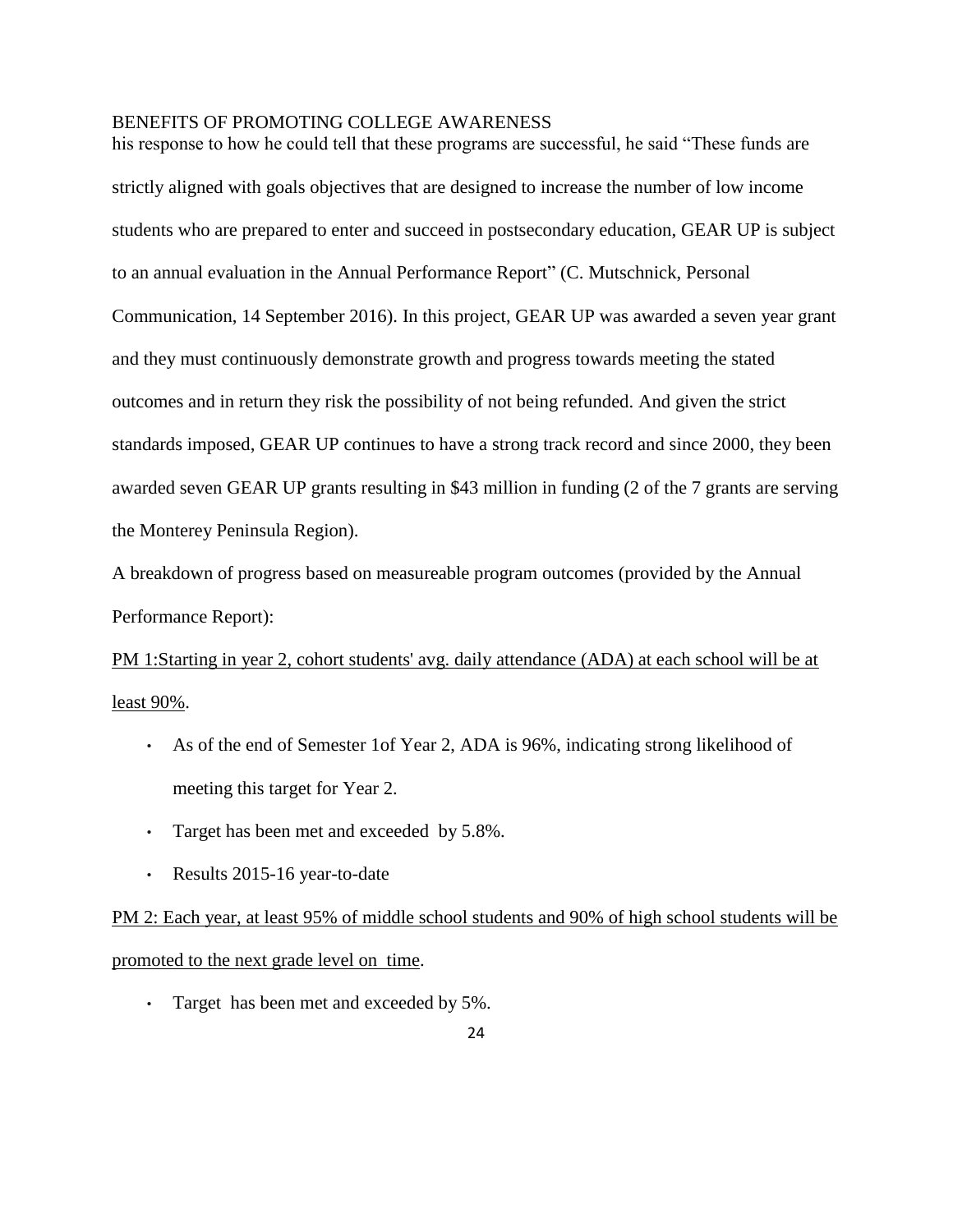his response to how he could tell that these programs are successful, he said "These funds are strictly aligned with goals objectives that are designed to increase the number of low income students who are prepared to enter and succeed in postsecondary education, GEAR UP is subject to an annual evaluation in the Annual Performance Report" (C. Mutschnick, Personal Communication, 14 September 2016). In this project, GEAR UP was awarded a seven year grant and they must continuously demonstrate growth and progress towards meeting the stated outcomes and in return they risk the possibility of not being refunded. And given the strict standards imposed, GEAR UP continues to have a strong track record and since 2000, they been awarded seven GEAR UP grants resulting in $43 million in funding (2 of the 7 grants are serving the Monterey Peninsula Region).

A breakdown of progress based on measureable program outcomes (provided by the Annual Performance Report):

<u>PM 1:Starting in year 2, cohort students' avg. daily attendance (ADA) at each school will be at least 90%</u>.

- As of the end of Semester 1of Year 2, ADA is 96%, indicating strong likelihood of meeting this target for Year 2.
- Target has been met and exceeded by 5.8%.
- Results 2015-16 year-to-date

<u>PM 2: Each year, at least 95% of middle school students and 90% of high school students will be promoted to the next grade level on time</u>.

- Target has been met and exceeded by 5%.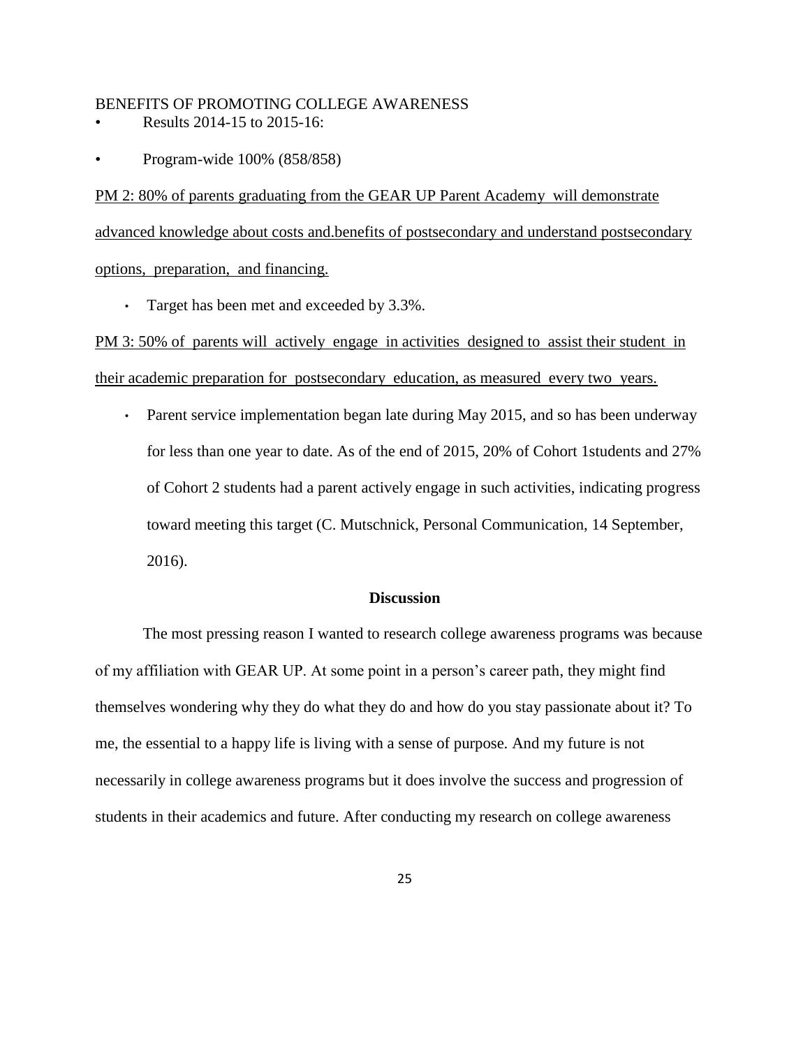- Results 2014-15 to 2015-16:
- Program-wide 100% (858/858)

<u>PM 2: 80% of parents graduating from the GEAR UP Parent Academy will demonstrate advanced knowledge about costs and.benefits of postsecondary and understand postsecondary options, preparation, and financing.</u>

- Target has been met and exceeded by 3.3%.

<u>PM 3: 50% of parents will actively engage in activities designed to assist their student in their academic preparation for postsecondary education, as measured every two years.</u>

- Parent service implementation began late during May 2015, and so has been underway for less than one year to date. As of the end of 2015, 20% of Cohort 1students and 27% of Cohort 2 students had a parent actively engage in such activities, indicating progress toward meeting this target (C. Mutschnick, Personal Communication, 14 September, 2016).

## Discussion

The most pressing reason I wanted to research college awareness programs was because of my affiliation with GEAR UP. At some point in a person's career path, they might find themselves wondering why they do what they do and how do you stay passionate about it? To me, the essential to a happy life is living with a sense of purpose. And my future is not necessarily in college awareness programs but it does involve the success and progression of students in their academics and future. After conducting my research on college awareness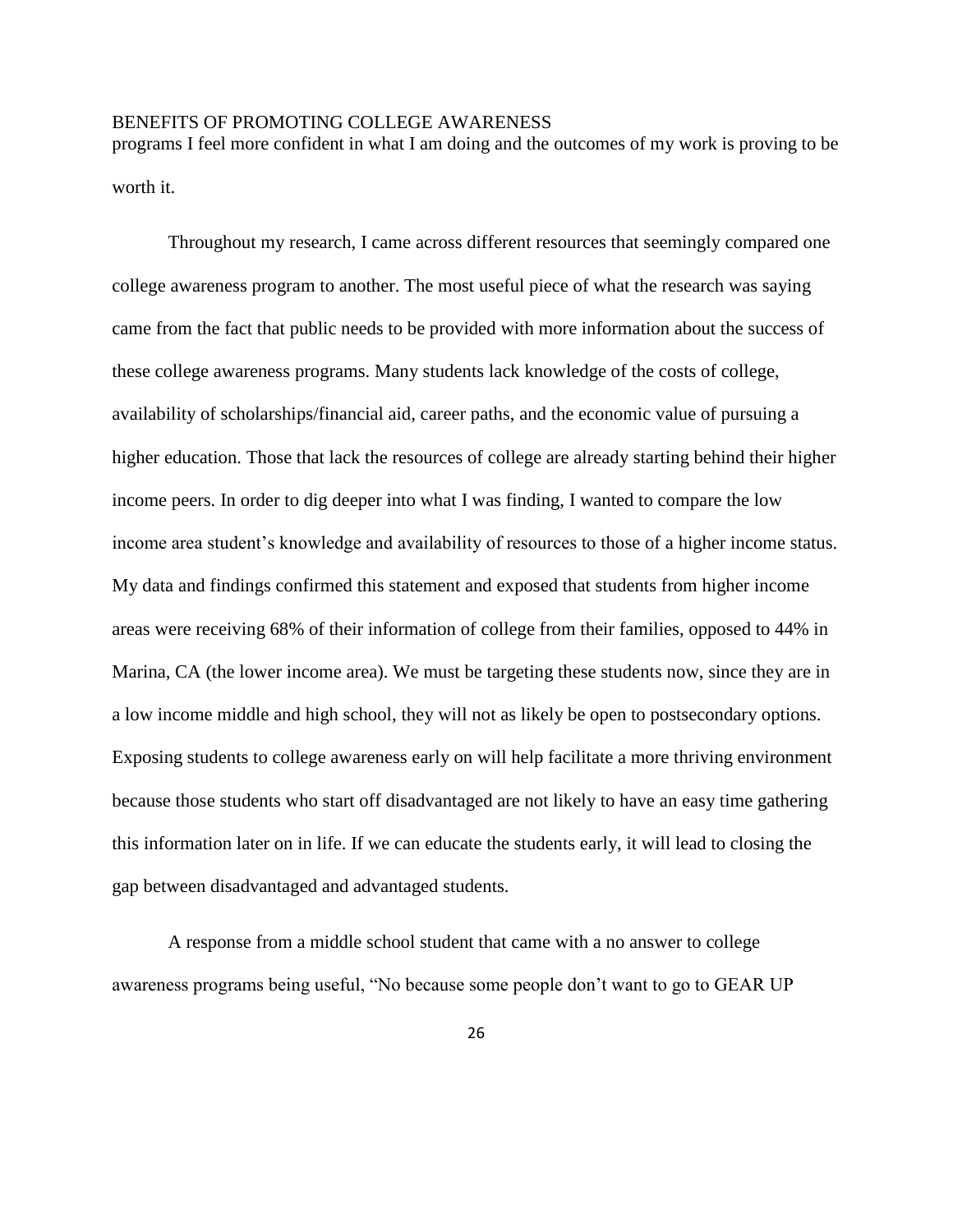programs I feel more confident in what I am doing and the outcomes of my work is proving to be worth it.

Throughout my research, I came across different resources that seemingly compared one college awareness program to another. The most useful piece of what the research was saying came from the fact that public needs to be provided with more information about the success of these college awareness programs. Many students lack knowledge of the costs of college, availability of scholarships/financial aid, career paths, and the economic value of pursuing a higher education. Those that lack the resources of college are already starting behind their higher income peers. In order to dig deeper into what I was finding, I wanted to compare the low income area student's knowledge and availability of resources to those of a higher income status. My data and findings confirmed this statement and exposed that students from higher income areas were receiving 68% of their information of college from their families, opposed to 44% in Marina, CA (the lower income area). We must be targeting these students now, since they are in a low income middle and high school, they will not as likely be open to postsecondary options. Exposing students to college awareness early on will help facilitate a more thriving environment because those students who start off disadvantaged are not likely to have an easy time gathering this information later on in life. If we can educate the students early, it will lead to closing the gap between disadvantaged and advantaged students.

A response from a middle school student that came with a no answer to college awareness programs being useful, "No because some people don't want to go to GEAR UP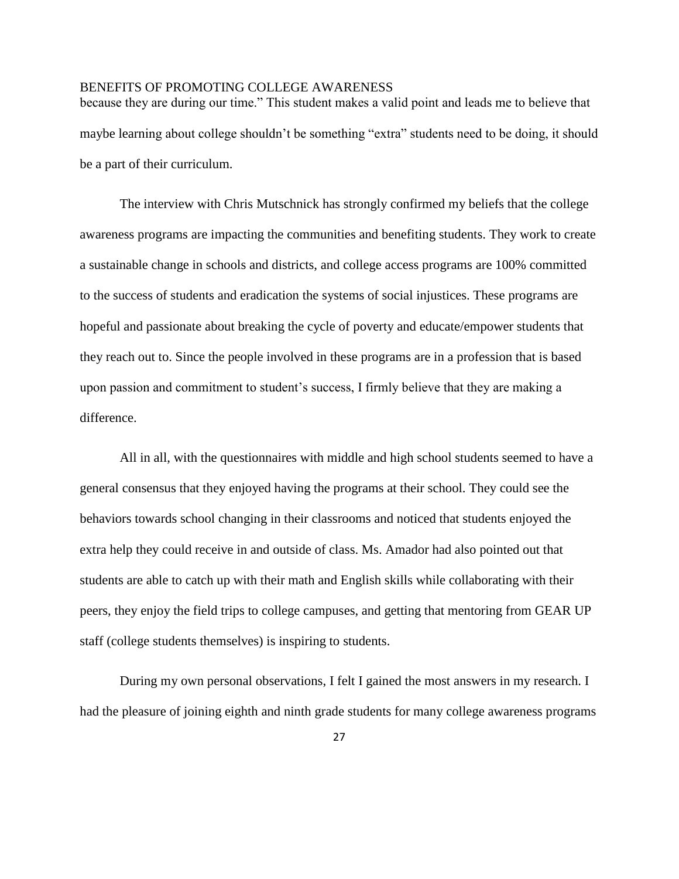because they are during our time." This student makes a valid point and leads me to believe that maybe learning about college shouldn't be something "extra" students need to be doing, it should be a part of their curriculum.

The interview with Chris Mutschnick has strongly confirmed my beliefs that the college awareness programs are impacting the communities and benefiting students. They work to create a sustainable change in schools and districts, and college access programs are 100% committed to the success of students and eradication the systems of social injustices. These programs are hopeful and passionate about breaking the cycle of poverty and educate/empower students that they reach out to. Since the people involved in these programs are in a profession that is based upon passion and commitment to student's success, I firmly believe that they are making a difference.

All in all, with the questionnaires with middle and high school students seemed to have a general consensus that they enjoyed having the programs at their school. They could see the behaviors towards school changing in their classrooms and noticed that students enjoyed the extra help they could receive in and outside of class. Ms. Amador had also pointed out that students are able to catch up with their math and English skills while collaborating with their peers, they enjoy the field trips to college campuses, and getting that mentoring from GEAR UP staff (college students themselves) is inspiring to students.

During my own personal observations, I felt I gained the most answers in my research. I had the pleasure of joining eighth and ninth grade students for many college awareness programs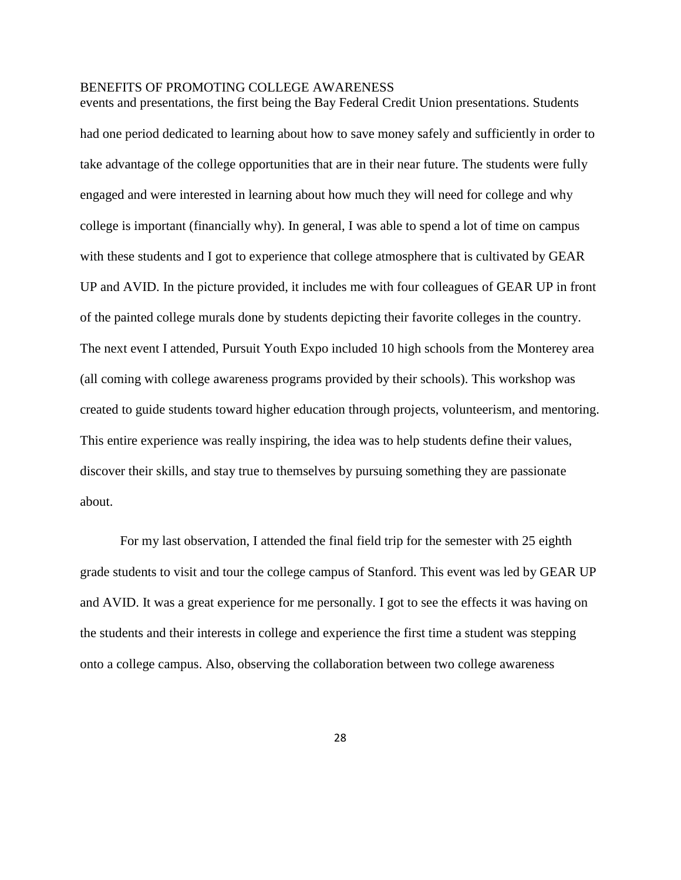events and presentations, the first being the Bay Federal Credit Union presentations. Students had one period dedicated to learning about how to save money safely and sufficiently in order to take advantage of the college opportunities that are in their near future. The students were fully engaged and were interested in learning about how much they will need for college and why college is important (financially why). In general, I was able to spend a lot of time on campus with these students and I got to experience that college atmosphere that is cultivated by GEAR UP and AVID. In the picture provided, it includes me with four colleagues of GEAR UP in front of the painted college murals done by students depicting their favorite colleges in the country. The next event I attended, Pursuit Youth Expo included 10 high schools from the Monterey area (all coming with college awareness programs provided by their schools). This workshop was created to guide students toward higher education through projects, volunteerism, and mentoring. This entire experience was really inspiring, the idea was to help students define their values, discover their skills, and stay true to themselves by pursuing something they are passionate about.

For my last observation, I attended the final field trip for the semester with 25 eighth grade students to visit and tour the college campus of Stanford. This event was led by GEAR UP and AVID. It was a great experience for me personally. I got to see the effects it was having on the students and their interests in college and experience the first time a student was stepping onto a college campus. Also, observing the collaboration between two college awareness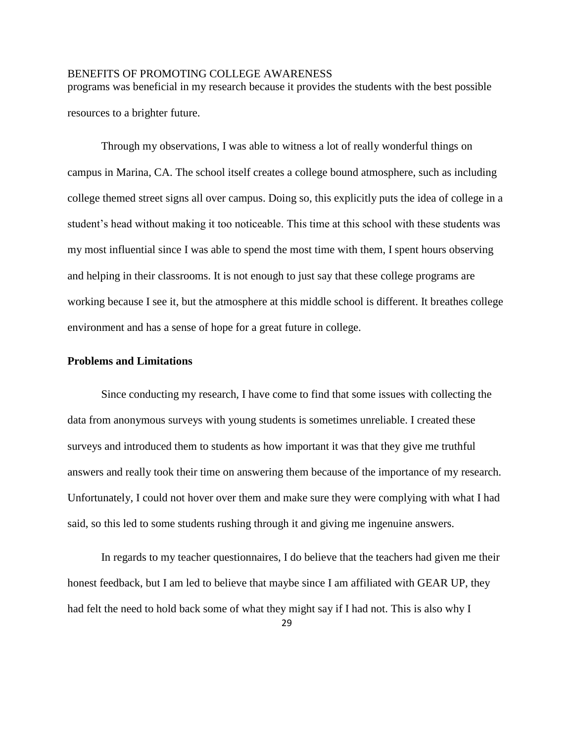programs was beneficial in my research because it provides the students with the best possible resources to a brighter future.

Through my observations, I was able to witness a lot of really wonderful things on campus in Marina, CA. The school itself creates a college bound atmosphere, such as including college themed street signs all over campus. Doing so, this explicitly puts the idea of college in a student's head without making it too noticeable. This time at this school with these students was my most influential since I was able to spend the most time with them, I spent hours observing and helping in their classrooms. It is not enough to just say that these college programs are working because I see it, but the atmosphere at this middle school is different. It breathes college environment and has a sense of hope for a great future in college.

**Problems and Limitations**

Since conducting my research, I have come to find that some issues with collecting the data from anonymous surveys with young students is sometimes unreliable. I created these surveys and introduced them to students as how important it was that they give me truthful answers and really took their time on answering them because of the importance of my research. Unfortunately, I could not hover over them and make sure they were complying with what I had said, so this led to some students rushing through it and giving me ingenuine answers.

In regards to my teacher questionnaires, I do believe that the teachers had given me their honest feedback, but I am led to believe that maybe since I am affiliated with GEAR UP, they had felt the need to hold back some of what they might say if I had not. This is also why I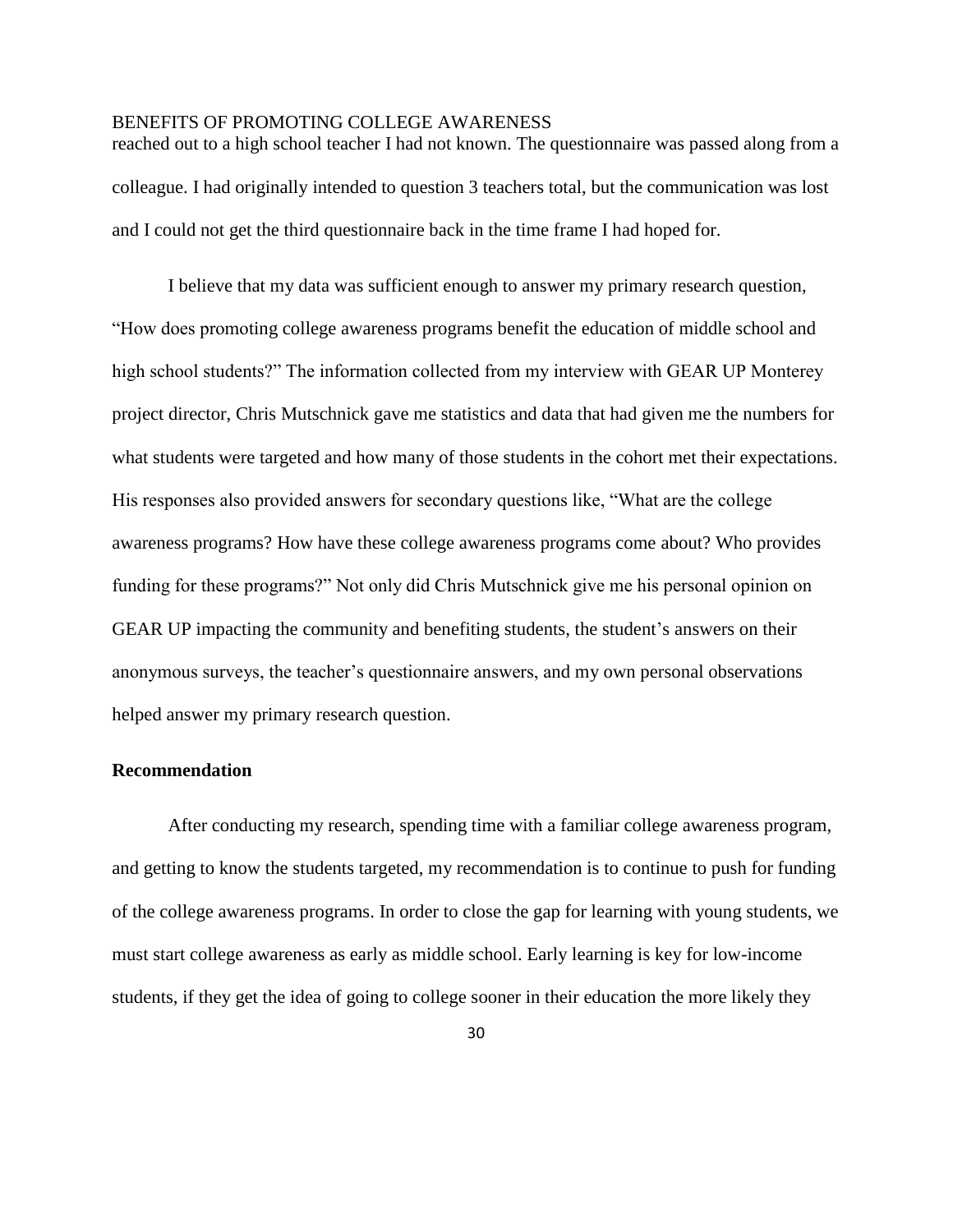reached out to a high school teacher I had not known. The questionnaire was passed along from a colleague. I had originally intended to question 3 teachers total, but the communication was lost and I could not get the third questionnaire back in the time frame I had hoped for.

I believe that my data was sufficient enough to answer my primary research question, "How does promoting college awareness programs benefit the education of middle school and high school students?" The information collected from my interview with GEAR UP Monterey project director, Chris Mutschnick gave me statistics and data that had given me the numbers for what students were targeted and how many of those students in the cohort met their expectations. His responses also provided answers for secondary questions like, "What are the college awareness programs? How have these college awareness programs come about? Who provides funding for these programs?" Not only did Chris Mutschnick give me his personal opinion on GEAR UP impacting the community and benefiting students, the student's answers on their anonymous surveys, the teacher's questionnaire answers, and my own personal observations helped answer my primary research question.

## Recommendation

After conducting my research, spending time with a familiar college awareness program, and getting to know the students targeted, my recommendation is to continue to push for funding of the college awareness programs. In order to close the gap for learning with young students, we must start college awareness as early as middle school. Early learning is key for low-income students, if they get the idea of going to college sooner in their education the more likely they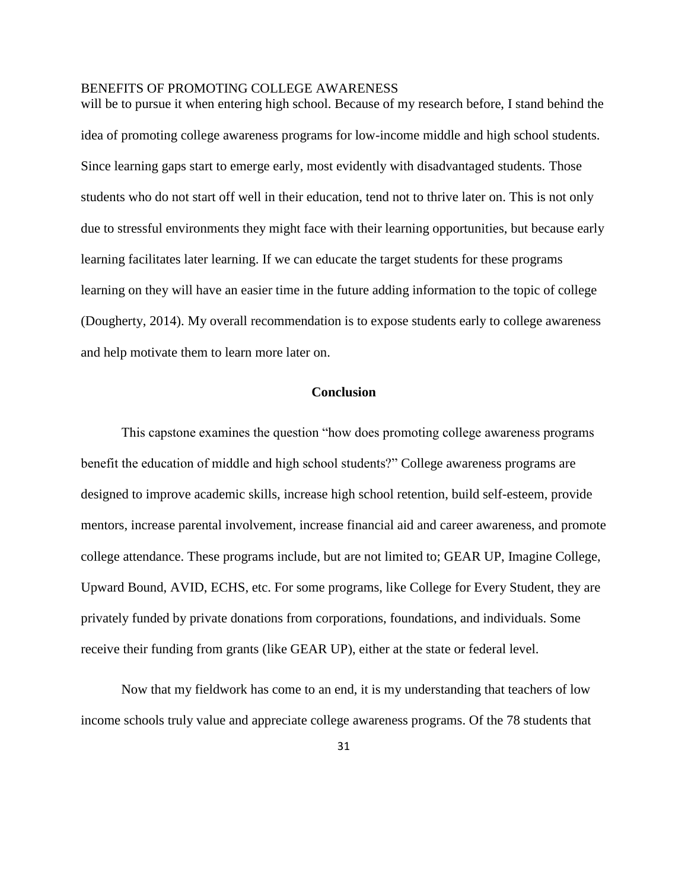will be to pursue it when entering high school. Because of my research before, I stand behind the idea of promoting college awareness programs for low-income middle and high school students. Since learning gaps start to emerge early, most evidently with disadvantaged students. Those students who do not start off well in their education, tend not to thrive later on. This is not only due to stressful environments they might face with their learning opportunities, but because early learning facilitates later learning. If we can educate the target students for these programs learning on they will have an easier time in the future adding information to the topic of college (Dougherty, 2014). My overall recommendation is to expose students early to college awareness and help motivate them to learn more later on.

## Conclusion

This capstone examines the question "how does promoting college awareness programs benefit the education of middle and high school students?" College awareness programs are designed to improve academic skills, increase high school retention, build self-esteem, provide mentors, increase parental involvement, increase financial aid and career awareness, and promote college attendance. These programs include, but are not limited to; GEAR UP, Imagine College, Upward Bound, AVID, ECHS, etc. For some programs, like College for Every Student, they are privately funded by private donations from corporations, foundations, and individuals. Some receive their funding from grants (like GEAR UP), either at the state or federal level.

Now that my fieldwork has come to an end, it is my understanding that teachers of low income schools truly value and appreciate college awareness programs. Of the 78 students that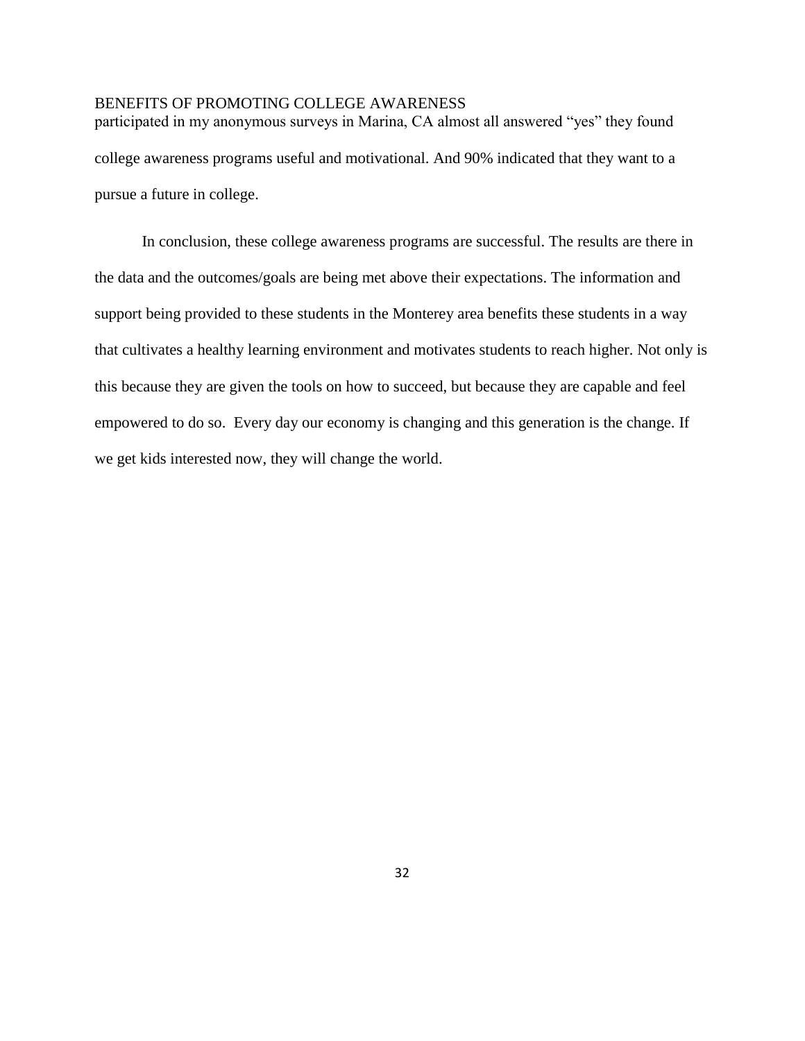participated in my anonymous surveys in Marina, CA almost all answered “yes” they found college awareness programs useful and motivational. And 90% indicated that they want to a pursue a future in college.

In conclusion, these college awareness programs are successful. The results are there in the data and the outcomes/goals are being met above their expectations. The information and support being provided to these students in the Monterey area benefits these students in a way that cultivates a healthy learning environment and motivates students to reach higher. Not only is this because they are given the tools on how to succeed, but because they are capable and feel empowered to do so. Every day our economy is changing and this generation is the change. If we get kids interested now, they will change the world.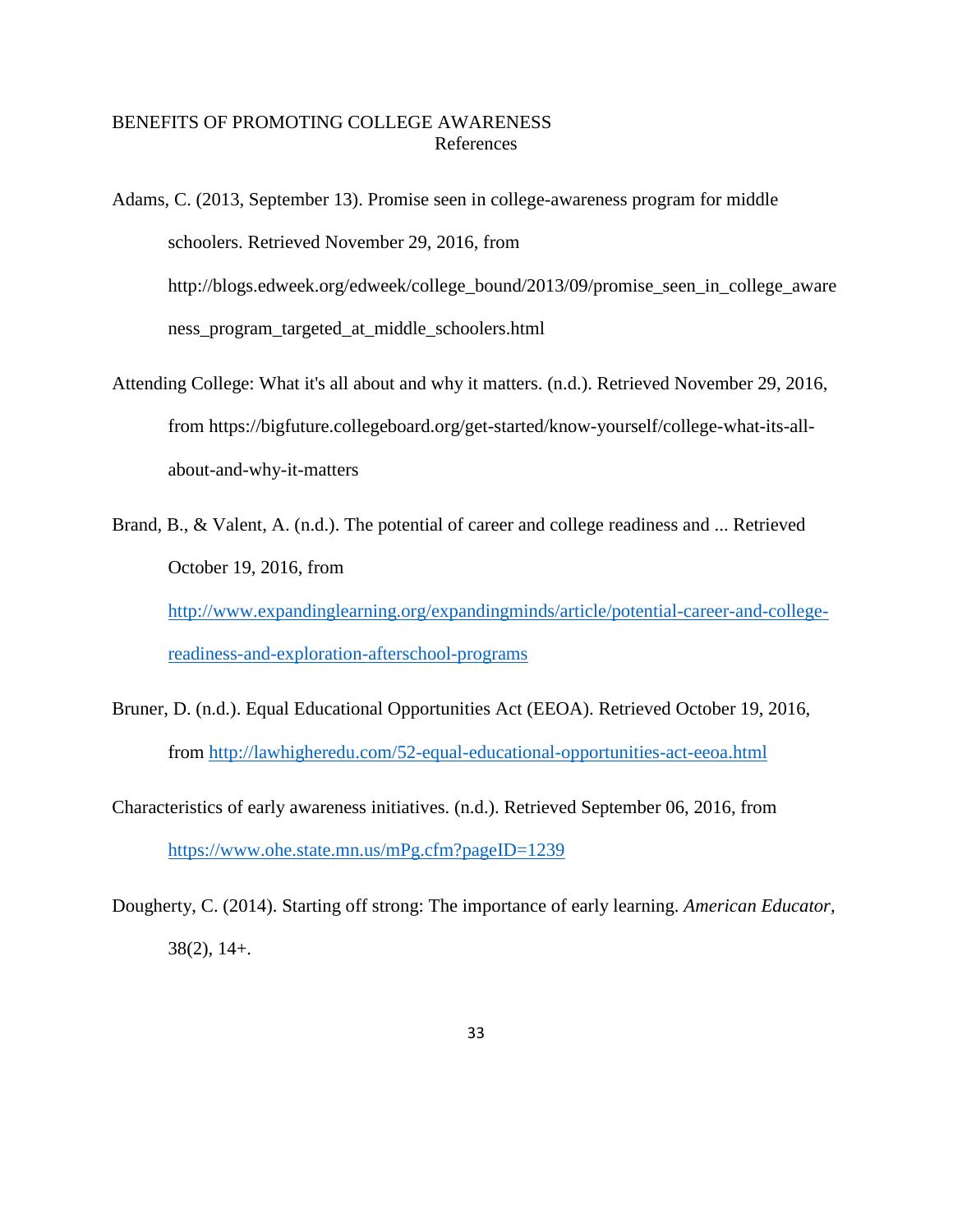# References

Adams, C. (2013, September 13). Promise seen in college-awareness program for middle schoolers. Retrieved November 29, 2016, from http://blogs.edweek.org/edweek/college_bound/2013/09/promise_seen_in_college_awareness_program_targeted_at_middle_schoolers.html

Attending College: What it's all about and why it matters. (n.d.). Retrieved November 29, 2016, from https://bigfuture.collegeboard.org/get-started/know-yourself/college-what-its-all-about-and-why-it-matters

Brand, B., & Valent, A. (n.d.). The potential of career and college readiness and ... Retrieved October 19, 2016, from http://www.expandinglearning.org/expandingminds/article/potential-career-and-college-readiness-and-exploration-afterschool-programs

Bruner, D. (n.d.). Equal Educational Opportunities Act (EEOA). Retrieved October 19, 2016, from http://lawhigheredu.com/52-equal-educational-opportunities-act-eeoa.html

Characteristics of early awareness initiatives. (n.d.). Retrieved September 06, 2016, from https://www.ohe.state.mn.us/mPg.cfm?pageID=1239

Dougherty, C. (2014). Starting off strong: The importance of early learning. *American Educator*, 38(2), 14+.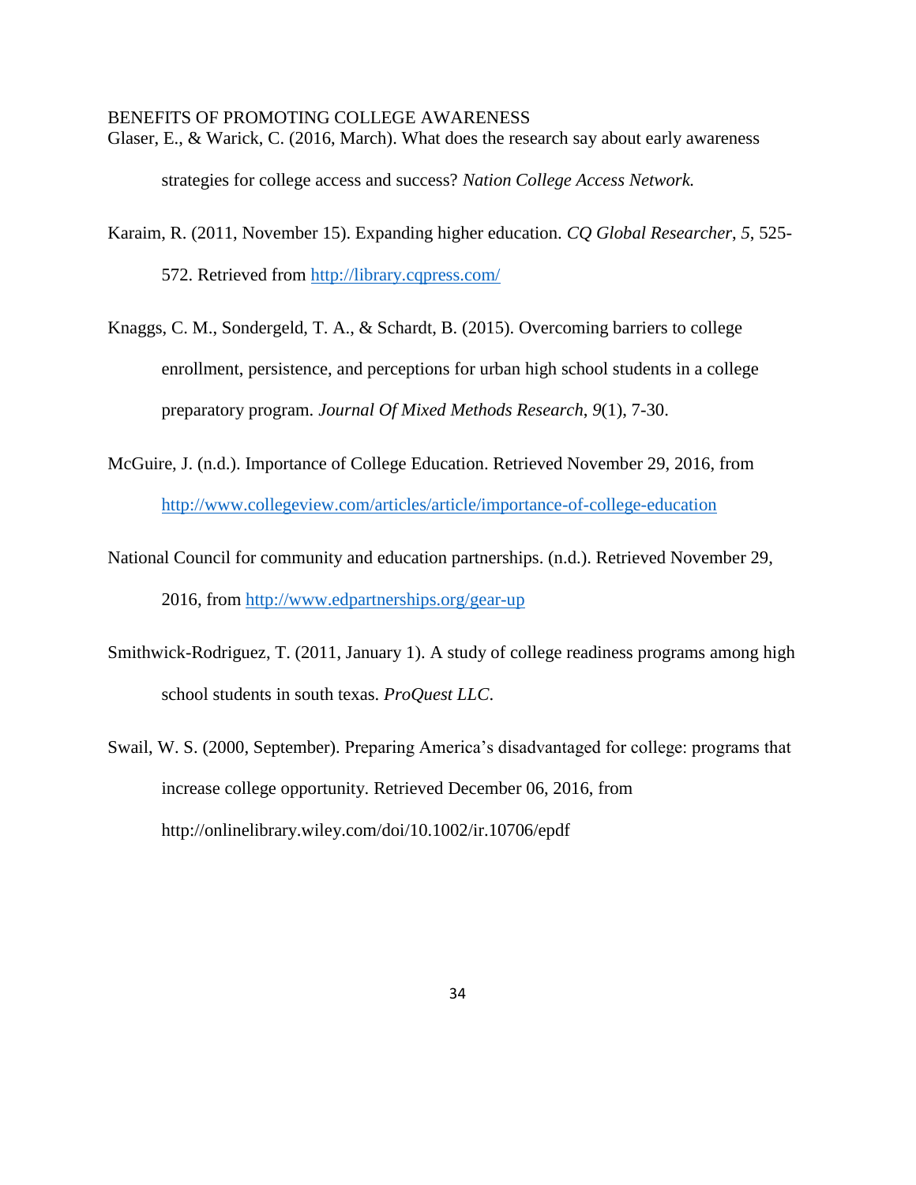Glaser, E., & Warick, C. (2016, March). What does the research say about early awareness strategies for college access and success? *Nation College Access Network.*

Karaim, R. (2011, November 15). Expanding higher education. *CQ Global Researcher*, *5*, 525-572. Retrieved from http://library.cqpress.com/

Knaggs, C. M., Sondergeld, T. A., & Schardt, B. (2015). Overcoming barriers to college enrollment, persistence, and perceptions for urban high school students in a college preparatory program. *Journal Of Mixed Methods Research*, *9*(1), 7-30.

McGuire, J. (n.d.). Importance of College Education. Retrieved November 29, 2016, from http://www.collegeview.com/articles/article/importance-of-college-education

National Council for community and education partnerships. (n.d.). Retrieved November 29, 2016, from http://www.edpartnerships.org/gear-up

Smithwick-Rodriguez, T. (2011, January 1). A study of college readiness programs among high school students in south texas. *ProQuest LLC*.

Swail, W. S. (2000, September). Preparing America's disadvantaged for college: programs that increase college opportunity. Retrieved December 06, 2016, from http://onlinelibrary.wiley.com/doi/10.1002/ir.10706/epdf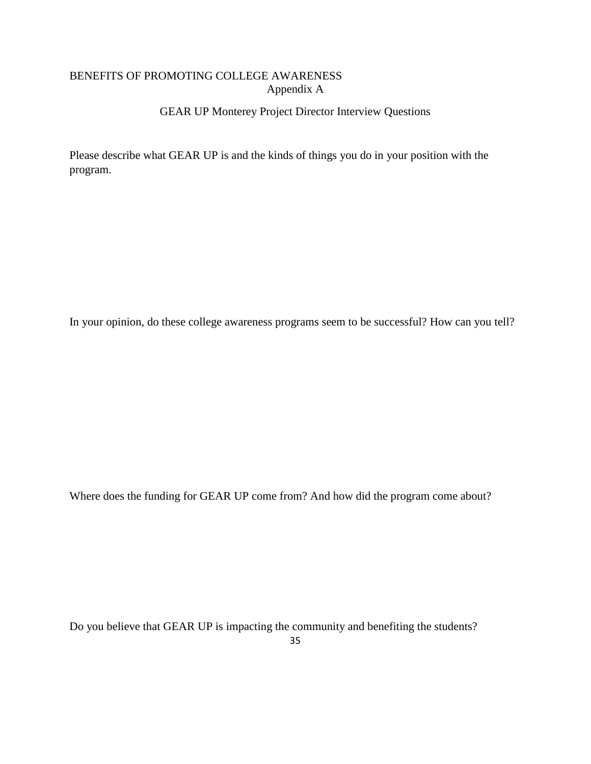## Appendix A

### GEAR UP Monterey Project Director Interview Questions

Please describe what GEAR UP is and the kinds of things you do in your position with the program.

In your opinion, do these college awareness programs seem to be successful? How can you tell?

Where does the funding for GEAR UP come from? And how did the program come about?

Do you believe that GEAR UP is impacting the community and benefiting the students?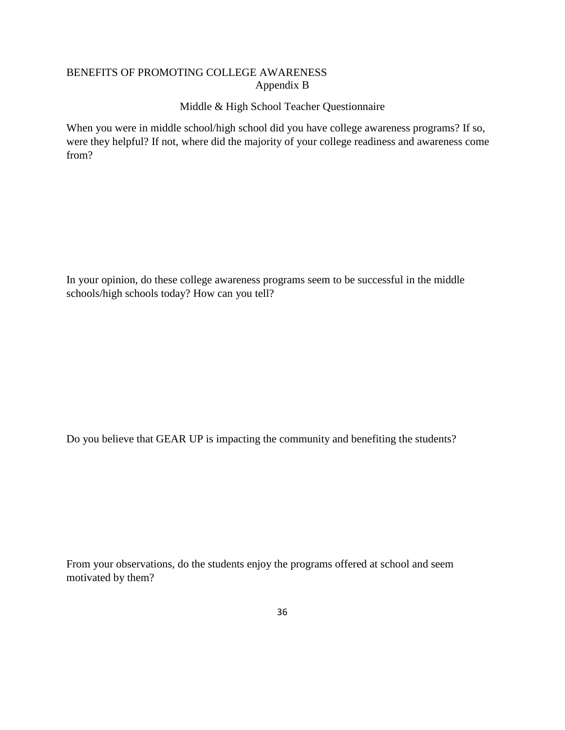## Appendix B

### Middle & High School Teacher Questionnaire

When you were in middle school/high school did you have college awareness programs? If so, were they helpful? If not, where did the majority of your college readiness and awareness come from?

In your opinion, do these college awareness programs seem to be successful in the middle schools/high schools today? How can you tell?

Do you believe that GEAR UP is impacting the community and benefiting the students?

From your observations, do the students enjoy the programs offered at school and seem motivated by them?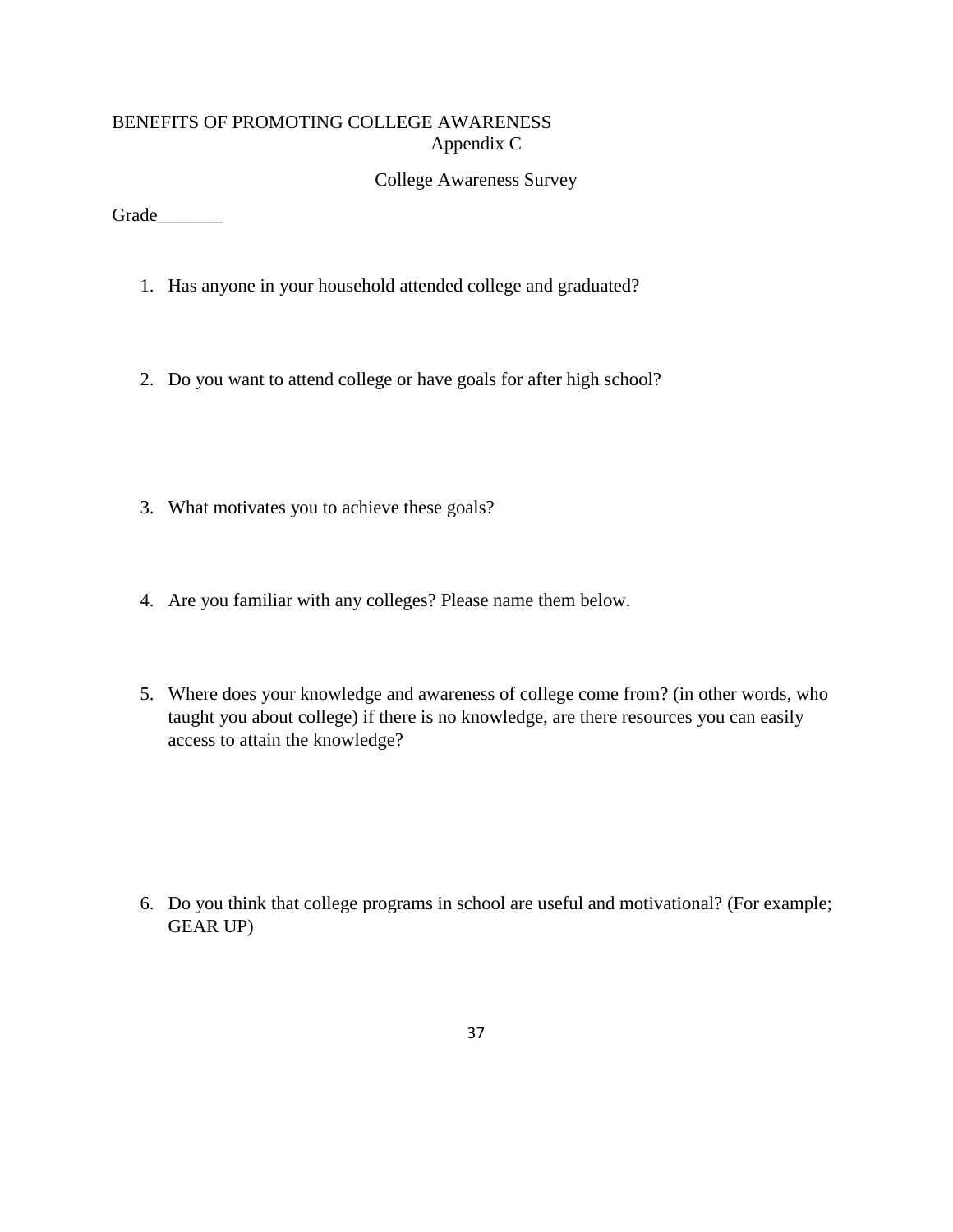Appendix C

College Awareness Survey

Grade_______

1. Has anyone in your household attended college and graduated?

2. Do you want to attend college or have goals for after high school?

3. What motivates you to achieve these goals?

4. Are you familiar with any colleges? Please name them below.

5. Where does your knowledge and awareness of college come from? (in other words, who taught you about college) if there is no knowledge, are there resources you can easily access to attain the knowledge?

6. Do you think that college programs in school are useful and motivational? (For example; GEAR UP)